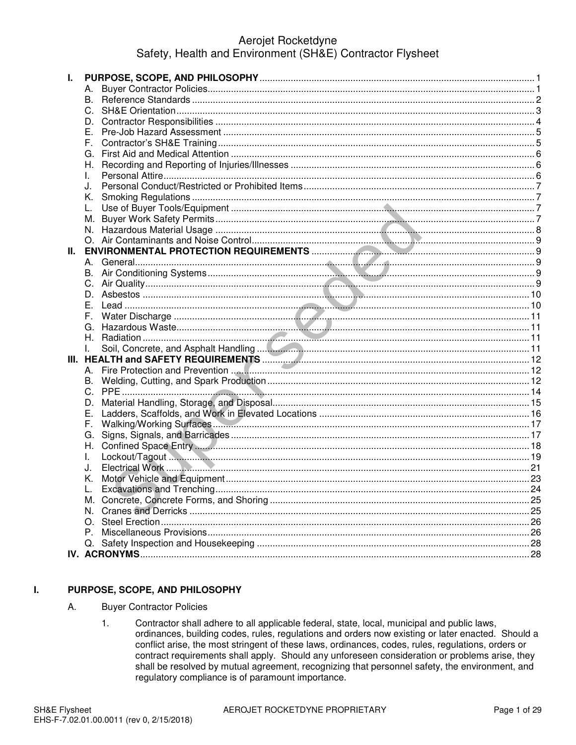# Aerojet Rocketdyne
## Safety, Health and Environment (SH&E) Contractor Flysheet

**I. PURPOSE, SCOPE, AND PHILOSOPHY** .......... 1
- A. Buyer Contractor Policies .......... 1
- B. Reference Standards .......... 2
- C. SH&E Orientation .......... 3
- D. Contractor Responsibilities .......... 4
- E. Pre-Job Hazard Assessment .......... 5
- F. Contractor's SH&E Training .......... 5
- G. First Aid and Medical Attention .......... 6
- H. Recording and Reporting of Injuries/Illnesses .......... 6
- I. Personal Attire .......... 6
- J. Personal Conduct/Restricted or Prohibited Items .......... 7
- K. Smoking Regulations .......... 7
- L. Use of Buyer Tools/Equipment .......... 7
- M. Buyer Work Safety Permits .......... 7
- N. Hazardous Material Usage .......... 8
- O. Air Contaminants and Noise Control .......... 9

**II. ENVIRONMENTAL PROTECTION REQUIREMENTS** .......... 9
- A. General .......... 9
- B. Air Conditioning Systems .......... 9
- C. Air Quality .......... 9
- D. Asbestos .......... 10
- E. Lead .......... 10
- F. Water Discharge .......... 11
- G. Hazardous Waste .......... 11
- H. Radiation .......... 11
- I. Soil, Concrete, and Asphalt Handling .......... 11

**III. HEALTH and SAFETY REQUIREMENTS** .......... 12
- A. Fire Protection and Prevention .......... 12
- B. Welding, Cutting, and Spark Production .......... 12
- C. PPE .......... 14
- D. Material Handling, Storage, and Disposal .......... 15
- E. Ladders, Scaffolds, and Work in Elevated Locations .......... 16
- F. Walking/Working Surfaces .......... 17
- G. Signs, Signals, and Barricades .......... 17
- H. Confined Space Entry .......... 18
- I. Lockout/Tagout .......... 19
- J. Electrical Work .......... 21
- K. Motor Vehicle and Equipment .......... 23
- L. Excavations and Trenching .......... 24
- M. Concrete, Concrete Forms, and Shoring .......... 25
- N. Cranes and Derricks .......... 25
- O. Steel Erection .......... 26
- P. Miscellaneous Provisions .......... 26
- Q. Safety Inspection and Housekeeping .......... 28

**IV. ACRONYMS** .......... 28

## I. PURPOSE, SCOPE, AND PHILOSOPHY

### A. Buyer Contractor Policies

1. Contractor shall adhere to all applicable federal, state, local, municipal and public laws, ordinances, building codes, rules, regulations and orders now existing or later enacted. Should a conflict arise, the most stringent of these laws, ordinances, codes, rules, regulations, orders or contract requirements shall apply. Should any unforeseen consideration or problems arise, they shall be resolved by mutual agreement, recognizing that personnel safety, the environment, and regulatory compliance is of paramount importance.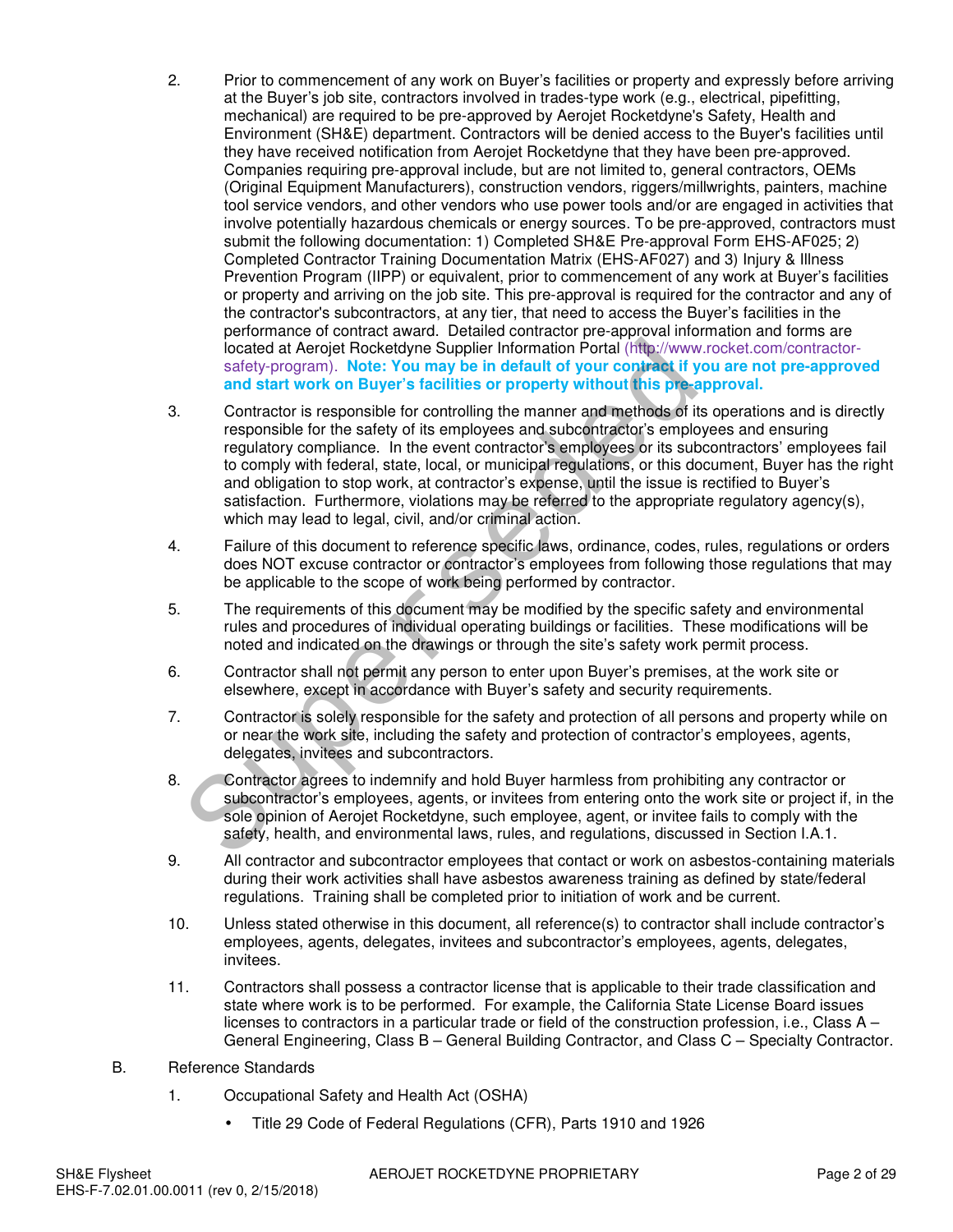2. Prior to commencement of any work on Buyer's facilities or property and expressly before arriving at the Buyer's job site, contractors involved in trades-type work (e.g., electrical, pipefitting, mechanical) are required to be pre-approved by Aerojet Rocketdyne's Safety, Health and Environment (SH&E) department. Contractors will be denied access to the Buyer's facilities until they have received notification from Aerojet Rocketdyne that they have been pre-approved. Companies requiring pre-approval include, but are not limited to, general contractors, OEMs (Original Equipment Manufacturers), construction vendors, riggers/millwrights, painters, machine tool service vendors, and other vendors who use power tools and/or are engaged in activities that involve potentially hazardous chemicals or energy sources. To be pre-approved, contractors must submit the following documentation: 1) Completed SH&E Pre-approval Form EHS-AF025; 2) Completed Contractor Training Documentation Matrix (EHS-AF027) and 3) Injury & Illness Prevention Program (IIPP) or equivalent, prior to commencement of any work at Buyer's facilities or property and arriving on the job site. This pre-approval is required for the contractor and any of the contractor's subcontractors, at any tier, that need to access the Buyer's facilities in the performance of contract award. Detailed contractor pre-approval information and forms are located at Aerojet Rocketdyne Supplier Information Portal (http://www.rocket.com/contractor-safety-program). **Note: You may be in default of your contract if you are not pre-approved and start work on Buyer's facilities or property without this pre-approval.**

3. Contractor is responsible for controlling the manner and methods of its operations and is directly responsible for the safety of its employees and subcontractor's employees and ensuring regulatory compliance. In the event contractor's employees or its subcontractors' employees fail to comply with federal, state, local, or municipal regulations, or this document, Buyer has the right and obligation to stop work, at contractor's expense, until the issue is rectified to Buyer's satisfaction. Furthermore, violations may be referred to the appropriate regulatory agency(s), which may lead to legal, civil, and/or criminal action.

4. Failure of this document to reference specific laws, ordinance, codes, rules, regulations or orders does NOT excuse contractor or contractor's employees from following those regulations that may be applicable to the scope of work being performed by contractor.

5. The requirements of this document may be modified by the specific safety and environmental rules and procedures of individual operating buildings or facilities. These modifications will be noted and indicated on the drawings or through the site's safety work permit process.

6. Contractor shall not permit any person to enter upon Buyer's premises, at the work site or elsewhere, except in accordance with Buyer's safety and security requirements.

7. Contractor is solely responsible for the safety and protection of all persons and property while on or near the work site, including the safety and protection of contractor's employees, agents, delegates, invitees and subcontractors.

8. Contractor agrees to indemnify and hold Buyer harmless from prohibiting any contractor or subcontractor's employees, agents, or invitees from entering onto the work site or project if, in the sole opinion of Aerojet Rocketdyne, such employee, agent, or invitee fails to comply with the safety, health, and environmental laws, rules, and regulations, discussed in Section I.A.1.

9. All contractor and subcontractor employees that contact or work on asbestos-containing materials during their work activities shall have asbestos awareness training as defined by state/federal regulations. Training shall be completed prior to initiation of work and be current.

10. Unless stated otherwise in this document, all reference(s) to contractor shall include contractor's employees, agents, delegates, invitees and subcontractor's employees, agents, delegates, invitees.

11. Contractors shall possess a contractor license that is applicable to their trade classification and state where work is to be performed. For example, the California State License Board issues licenses to contractors in a particular trade or field of the construction profession, i.e., Class A – General Engineering, Class B – General Building Contractor, and Class C – Specialty Contractor.

B. Reference Standards

1. Occupational Safety and Health Act (OSHA)

   - Title 29 Code of Federal Regulations (CFR), Parts 1910 and 1926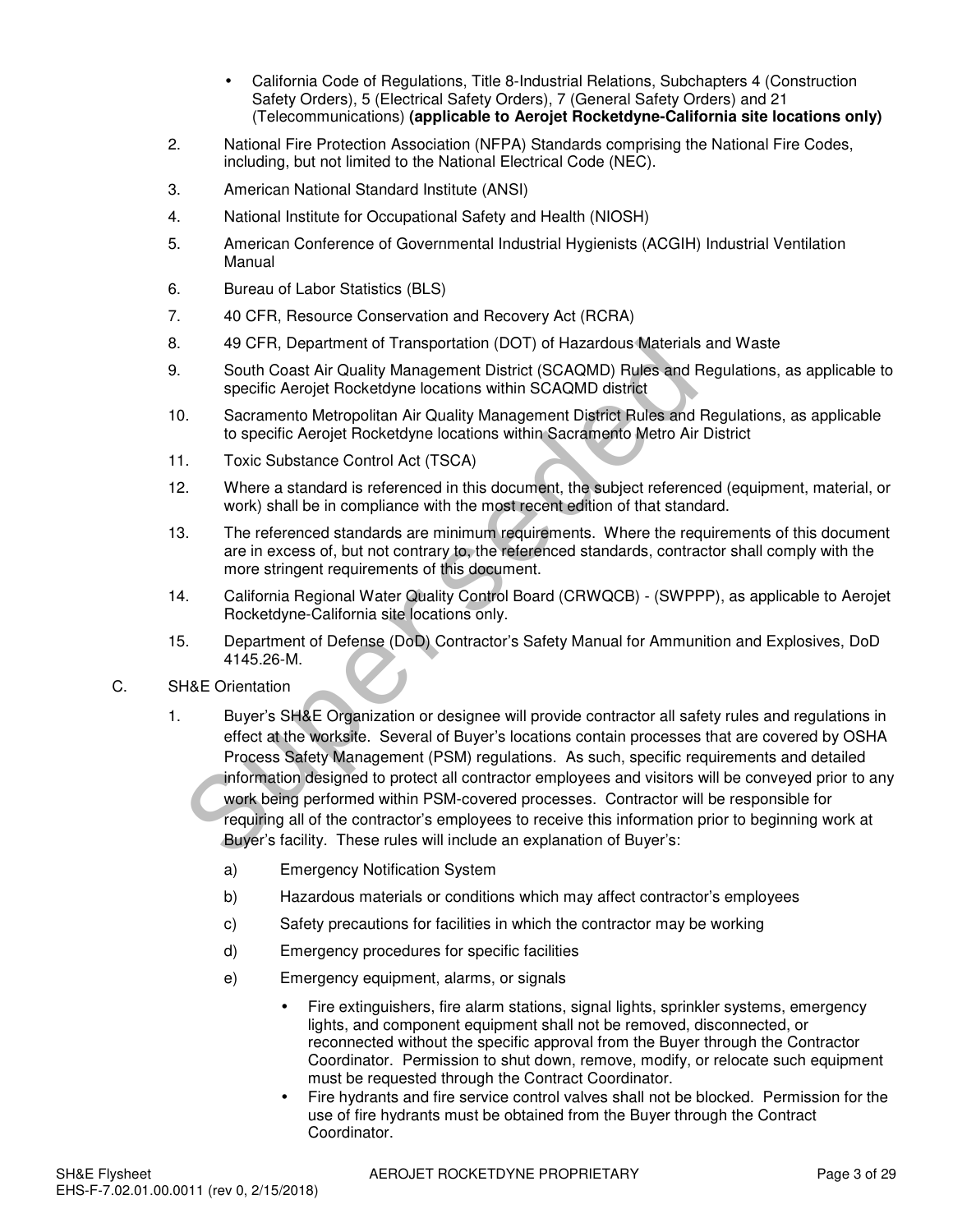- California Code of Regulations, Title 8-Industrial Relations, Subchapters 4 (Construction Safety Orders), 5 (Electrical Safety Orders), 7 (General Safety Orders) and 21 (Telecommunications) **(applicable to Aerojet Rocketdyne-California site locations only)**

2. National Fire Protection Association (NFPA) Standards comprising the National Fire Codes, including, but not limited to the National Electrical Code (NEC).
3. American National Standard Institute (ANSI)
4. National Institute for Occupational Safety and Health (NIOSH)
5. American Conference of Governmental Industrial Hygienists (ACGIH) Industrial Ventilation Manual
6. Bureau of Labor Statistics (BLS)
7. 40 CFR, Resource Conservation and Recovery Act (RCRA)
8. 49 CFR, Department of Transportation (DOT) of Hazardous Materials and Waste
9. South Coast Air Quality Management District (SCAQMD) Rules and Regulations, as applicable to specific Aerojet Rocketdyne locations within SCAQMD district
10. Sacramento Metropolitan Air Quality Management District Rules and Regulations, as applicable to specific Aerojet Rocketdyne locations within Sacramento Metro Air District
11. Toxic Substance Control Act (TSCA)
12. Where a standard is referenced in this document, the subject referenced (equipment, material, or work) shall be in compliance with the most recent edition of that standard.
13. The referenced standards are minimum requirements. Where the requirements of this document are in excess of, but not contrary to, the referenced standards, contractor shall comply with the more stringent requirements of this document.
14. California Regional Water Quality Control Board (CRWQCB) - (SWPPP), as applicable to Aerojet Rocketdyne-California site locations only.
15. Department of Defense (DoD) Contractor's Safety Manual for Ammunition and Explosives, DoD 4145.26-M.

C. SH&E Orientation

1. Buyer's SH&E Organization or designee will provide contractor all safety rules and regulations in effect at the worksite. Several of Buyer's locations contain processes that are covered by OSHA Process Safety Management (PSM) regulations. As such, specific requirements and detailed information designed to protect all contractor employees and visitors will be conveyed prior to any work being performed within PSM-covered processes. Contractor will be responsible for requiring all of the contractor's employees to receive this information prior to beginning work at Buyer's facility. These rules will include an explanation of Buyer's:

   a) Emergency Notification System
   
   b) Hazardous materials or conditions which may affect contractor's employees
   
   c) Safety precautions for facilities in which the contractor may be working
   
   d) Emergency procedures for specific facilities
   
   e) Emergency equipment, alarms, or signals

      - Fire extinguishers, fire alarm stations, signal lights, sprinkler systems, emergency lights, and component equipment shall not be removed, disconnected, or reconnected without the specific approval from the Buyer through the Contractor Coordinator. Permission to shut down, remove, modify, or relocate such equipment must be requested through the Contract Coordinator.
      - Fire hydrants and fire service control valves shall not be blocked. Permission for the use of fire hydrants must be obtained from the Buyer through the Contract Coordinator.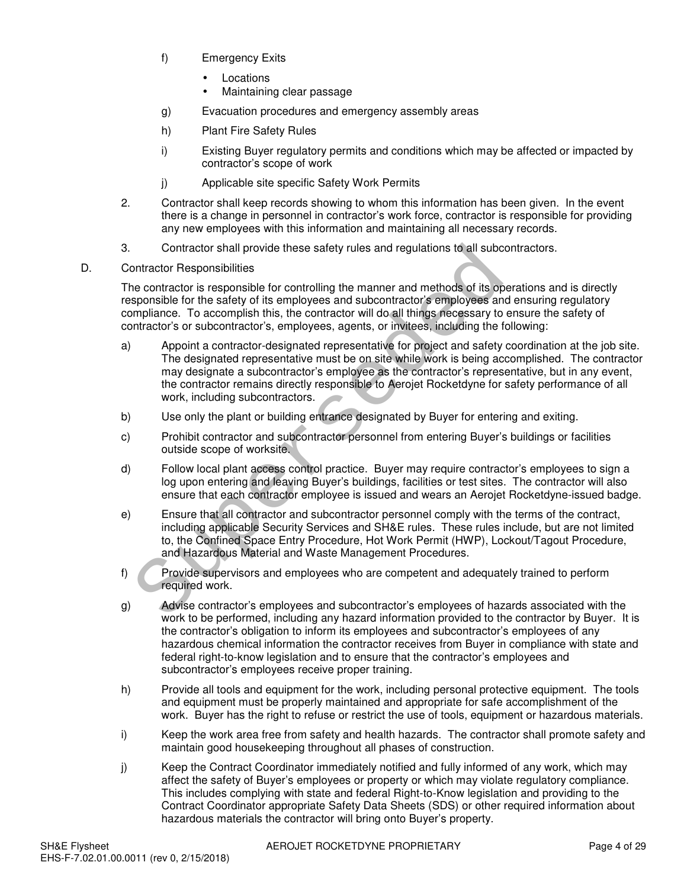f) Emergency Exits

- Locations
- Maintaining clear passage

g) Evacuation procedures and emergency assembly areas

h) Plant Fire Safety Rules

i) Existing Buyer regulatory permits and conditions which may be affected or impacted by contractor's scope of work

j) Applicable site specific Safety Work Permits

2. Contractor shall keep records showing to whom this information has been given. In the event there is a change in personnel in contractor's work force, contractor is responsible for providing any new employees with this information and maintaining all necessary records.

3. Contractor shall provide these safety rules and regulations to all subcontractors.

D. Contractor Responsibilities

The contractor is responsible for controlling the manner and methods of its operations and is directly responsible for the safety of its employees and subcontractor's employees and ensuring regulatory compliance. To accomplish this, the contractor will do all things necessary to ensure the safety of contractor's or subcontractor's, employees, agents, or invitees, including the following:

a) Appoint a contractor-designated representative for project and safety coordination at the job site. The designated representative must be on site while work is being accomplished. The contractor may designate a subcontractor's employee as the contractor's representative, but in any event, the contractor remains directly responsible to Aerojet Rocketdyne for safety performance of all work, including subcontractors.

b) Use only the plant or building entrance designated by Buyer for entering and exiting.

c) Prohibit contractor and subcontractor personnel from entering Buyer's buildings or facilities outside scope of worksite.

d) Follow local plant access control practice. Buyer may require contractor's employees to sign a log upon entering and leaving Buyer's buildings, facilities or test sites. The contractor will also ensure that each contractor employee is issued and wears an Aerojet Rocketdyne-issued badge.

e) Ensure that all contractor and subcontractor personnel comply with the terms of the contract, including applicable Security Services and SH&E rules. These rules include, but are not limited to, the Confined Space Entry Procedure, Hot Work Permit (HWP), Lockout/Tagout Procedure, and Hazardous Material and Waste Management Procedures.

f) Provide supervisors and employees who are competent and adequately trained to perform required work.

g) Advise contractor's employees and subcontractor's employees of hazards associated with the work to be performed, including any hazard information provided to the contractor by Buyer. It is the contractor's obligation to inform its employees and subcontractor's employees of any hazardous chemical information the contractor receives from Buyer in compliance with state and federal right-to-know legislation and to ensure that the contractor's employees and subcontractor's employees receive proper training.

h) Provide all tools and equipment for the work, including personal protective equipment. The tools and equipment must be properly maintained and appropriate for safe accomplishment of the work. Buyer has the right to refuse or restrict the use of tools, equipment or hazardous materials.

i) Keep the work area free from safety and health hazards. The contractor shall promote safety and maintain good housekeeping throughout all phases of construction.

j) Keep the Contract Coordinator immediately notified and fully informed of any work, which may affect the safety of Buyer's employees or property or which may violate regulatory compliance. This includes complying with state and federal Right-to-Know legislation and providing to the Contract Coordinator appropriate Safety Data Sheets (SDS) or other required information about hazardous materials the contractor will bring onto Buyer's property.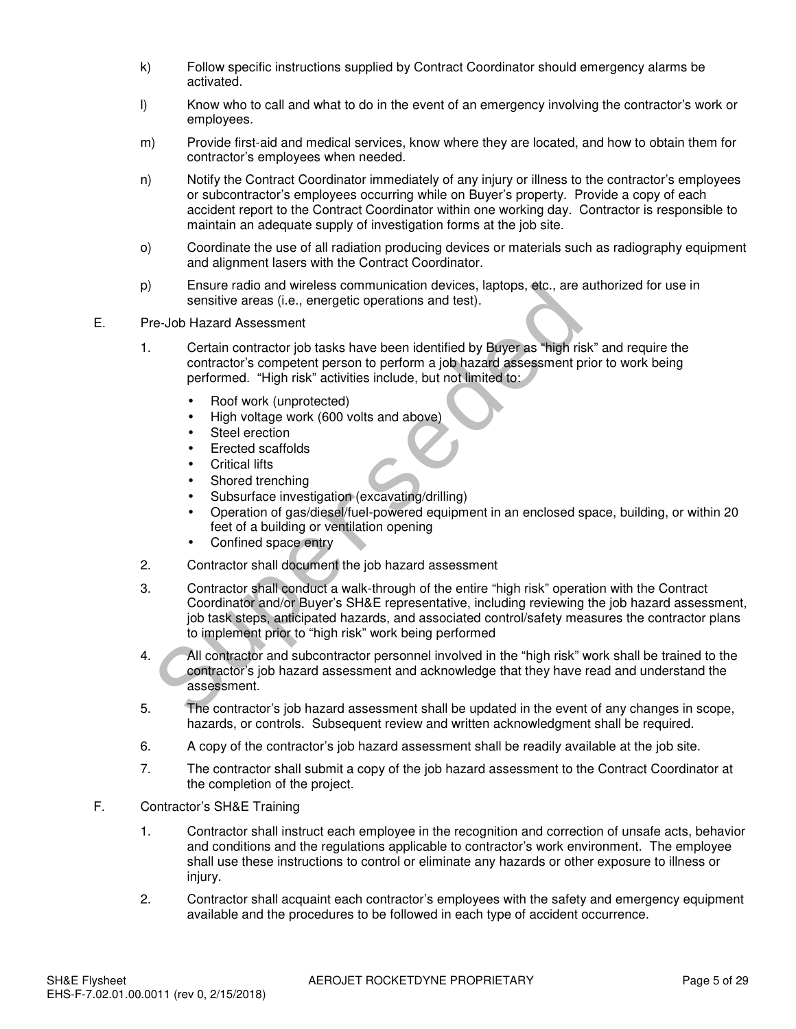k) Follow specific instructions supplied by Contract Coordinator should emergency alarms be activated.

l) Know who to call and what to do in the event of an emergency involving the contractor's work or employees.

m) Provide first-aid and medical services, know where they are located, and how to obtain them for contractor's employees when needed.

n) Notify the Contract Coordinator immediately of any injury or illness to the contractor's employees or subcontractor's employees occurring while on Buyer's property. Provide a copy of each accident report to the Contract Coordinator within one working day. Contractor is responsible to maintain an adequate supply of investigation forms at the job site.

o) Coordinate the use of all radiation producing devices or materials such as radiography equipment and alignment lasers with the Contract Coordinator.

p) Ensure radio and wireless communication devices, laptops, etc., are authorized for use in sensitive areas (i.e., energetic operations and test).

E. Pre-Job Hazard Assessment

1. Certain contractor job tasks have been identified by Buyer as "high risk" and require the contractor's competent person to perform a job hazard assessment prior to work being performed. "High risk" activities include, but not limited to:
   - Roof work (unprotected)
   - High voltage work (600 volts and above)
   - Steel erection
   - Erected scaffolds
   - Critical lifts
   - Shored trenching
   - Subsurface investigation (excavating/drilling)
   - Operation of gas/diesel/fuel-powered equipment in an enclosed space, building, or within 20 feet of a building or ventilation opening
   - Confined space entry

2. Contractor shall document the job hazard assessment

3. Contractor shall conduct a walk-through of the entire "high risk" operation with the Contract Coordinator and/or Buyer's SH&E representative, including reviewing the job hazard assessment, job task steps, anticipated hazards, and associated control/safety measures the contractor plans to implement prior to "high risk" work being performed

4. All contractor and subcontractor personnel involved in the "high risk" work shall be trained to the contractor's job hazard assessment and acknowledge that they have read and understand the assessment.

5. The contractor's job hazard assessment shall be updated in the event of any changes in scope, hazards, or controls. Subsequent review and written acknowledgment shall be required.

6. A copy of the contractor's job hazard assessment shall be readily available at the job site.

7. The contractor shall submit a copy of the job hazard assessment to the Contract Coordinator at the completion of the project.

F. Contractor's SH&E Training

1. Contractor shall instruct each employee in the recognition and correction of unsafe acts, behavior and conditions and the regulations applicable to contractor's work environment. The employee shall use these instructions to control or eliminate any hazards or other exposure to illness or injury.

2. Contractor shall acquaint each contractor's employees with the safety and emergency equipment available and the procedures to be followed in each type of accident occurrence.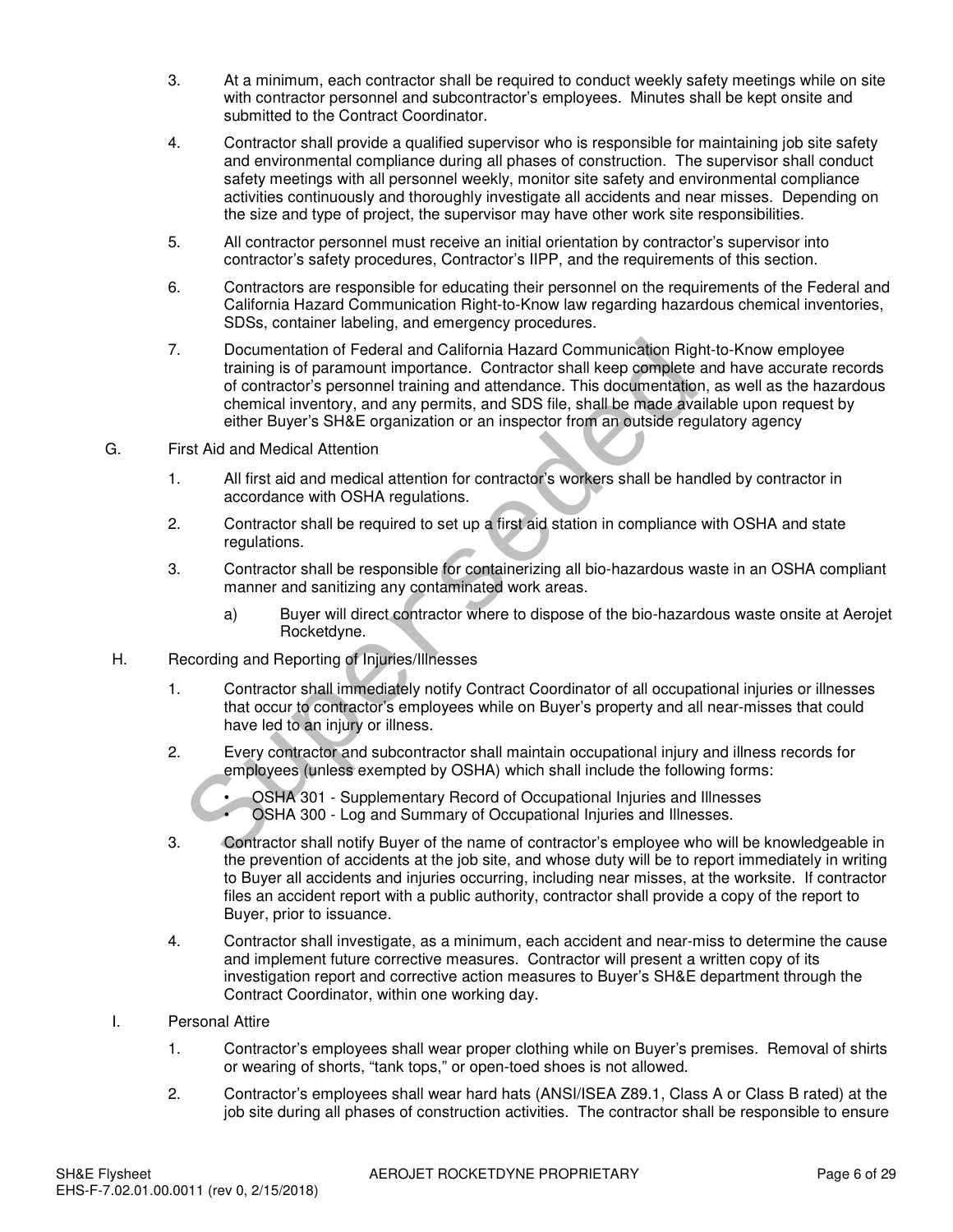3. At a minimum, each contractor shall be required to conduct weekly safety meetings while on site with contractor personnel and subcontractor's employees. Minutes shall be kept onsite and submitted to the Contract Coordinator.

4. Contractor shall provide a qualified supervisor who is responsible for maintaining job site safety and environmental compliance during all phases of construction. The supervisor shall conduct safety meetings with all personnel weekly, monitor site safety and environmental compliance activities continuously and thoroughly investigate all accidents and near misses. Depending on the size and type of project, the supervisor may have other work site responsibilities.

5. All contractor personnel must receive an initial orientation by contractor's supervisor into contractor's safety procedures, Contractor's IIPP, and the requirements of this section.

6. Contractors are responsible for educating their personnel on the requirements of the Federal and California Hazard Communication Right-to-Know law regarding hazardous chemical inventories, SDSs, container labeling, and emergency procedures.

7. Documentation of Federal and California Hazard Communication Right-to-Know employee training is of paramount importance. Contractor shall keep complete and have accurate records of contractor's personnel training and attendance. This documentation, as well as the hazardous chemical inventory, and any permits, and SDS file, shall be made available upon request by either Buyer's SH&E organization or an inspector from an outside regulatory agency

G. First Aid and Medical Attention

1. All first aid and medical attention for contractor's workers shall be handled by contractor in accordance with OSHA regulations.

2. Contractor shall be required to set up a first aid station in compliance with OSHA and state regulations.

3. Contractor shall be responsible for containerizing all bio-hazardous waste in an OSHA compliant manner and sanitizing any contaminated work areas.

   a) Buyer will direct contractor where to dispose of the bio-hazardous waste onsite at Aerojet Rocketdyne.

H. Recording and Reporting of Injuries/Illnesses

1. Contractor shall immediately notify Contract Coordinator of all occupational injuries or illnesses that occur to contractor's employees while on Buyer's property and all near-misses that could have led to an injury or illness.

2. Every contractor and subcontractor shall maintain occupational injury and illness records for employees (unless exempted by OSHA) which shall include the following forms:

   - OSHA 301 - Supplementary Record of Occupational Injuries and Illnesses
   - OSHA 300 - Log and Summary of Occupational Injuries and Illnesses.

3. Contractor shall notify Buyer of the name of contractor's employee who will be knowledgeable in the prevention of accidents at the job site, and whose duty will be to report immediately in writing to Buyer all accidents and injuries occurring, including near misses, at the worksite. If contractor files an accident report with a public authority, contractor shall provide a copy of the report to Buyer, prior to issuance.

4. Contractor shall investigate, as a minimum, each accident and near-miss to determine the cause and implement future corrective measures. Contractor will present a written copy of its investigation report and corrective action measures to Buyer's SH&E department through the Contract Coordinator, within one working day.

I. Personal Attire

1. Contractor's employees shall wear proper clothing while on Buyer's premises. Removal of shirts or wearing of shorts, "tank tops," or open-toed shoes is not allowed.

2. Contractor's employees shall wear hard hats (ANSI/ISEA Z89.1, Class A or Class B rated) at the job site during all phases of construction activities. The contractor shall be responsible to ensure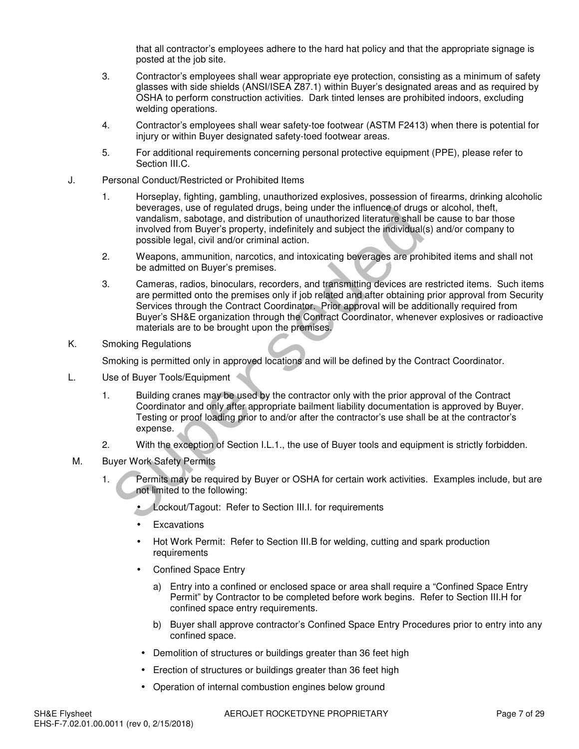that all contractor's employees adhere to the hard hat policy and that the appropriate signage is posted at the job site.

3. Contractor's employees shall wear appropriate eye protection, consisting as a minimum of safety glasses with side shields (ANSI/ISEA Z87.1) within Buyer's designated areas and as required by OSHA to perform construction activities. Dark tinted lenses are prohibited indoors, excluding welding operations.

4. Contractor's employees shall wear safety-toe footwear (ASTM F2413) when there is potential for injury or within Buyer designated safety-toed footwear areas.

5. For additional requirements concerning personal protective equipment (PPE), please refer to Section III.C.

J. Personal Conduct/Restricted or Prohibited Items

1. Horseplay, fighting, gambling, unauthorized explosives, possession of firearms, drinking alcoholic beverages, use of regulated drugs, being under the influence of drugs or alcohol, theft, vandalism, sabotage, and distribution of unauthorized literature shall be cause to bar those involved from Buyer's property, indefinitely and subject the individual(s) and/or company to possible legal, civil and/or criminal action.

2. Weapons, ammunition, narcotics, and intoxicating beverages are prohibited items and shall not be admitted on Buyer's premises.

3. Cameras, radios, binoculars, recorders, and transmitting devices are restricted items. Such items are permitted onto the premises only if job related and after obtaining prior approval from Security Services through the Contract Coordinator. Prior approval will be additionally required from Buyer's SH&E organization through the Contract Coordinator, whenever explosives or radioactive materials are to be brought upon the premises.

K. Smoking Regulations

Smoking is permitted only in approved locations and will be defined by the Contract Coordinator.

L. Use of Buyer Tools/Equipment

1. Building cranes may be used by the contractor only with the prior approval of the Contract Coordinator and only after appropriate bailment liability documentation is approved by Buyer. Testing or proof loading prior to and/or after the contractor's use shall be at the contractor's expense.

2. With the exception of Section I.L.1., the use of Buyer tools and equipment is strictly forbidden.

M. Buyer Work Safety Permits

1. Permits may be required by Buyer or OSHA for certain work activities. Examples include, but are not limited to the following:

   - Lockout/Tagout: Refer to Section III.I. for requirements
   - Excavations
   - Hot Work Permit: Refer to Section III.B for welding, cutting and spark production requirements
   - Confined Space Entry
     - a) Entry into a confined or enclosed space or area shall require a "Confined Space Entry Permit" by Contractor to be completed before work begins. Refer to Section III.H for confined space entry requirements.
     - b) Buyer shall approve contractor's Confined Space Entry Procedures prior to entry into any confined space.
   - Demolition of structures or buildings greater than 36 feet high
   - Erection of structures or buildings greater than 36 feet high
   - Operation of internal combustion engines below ground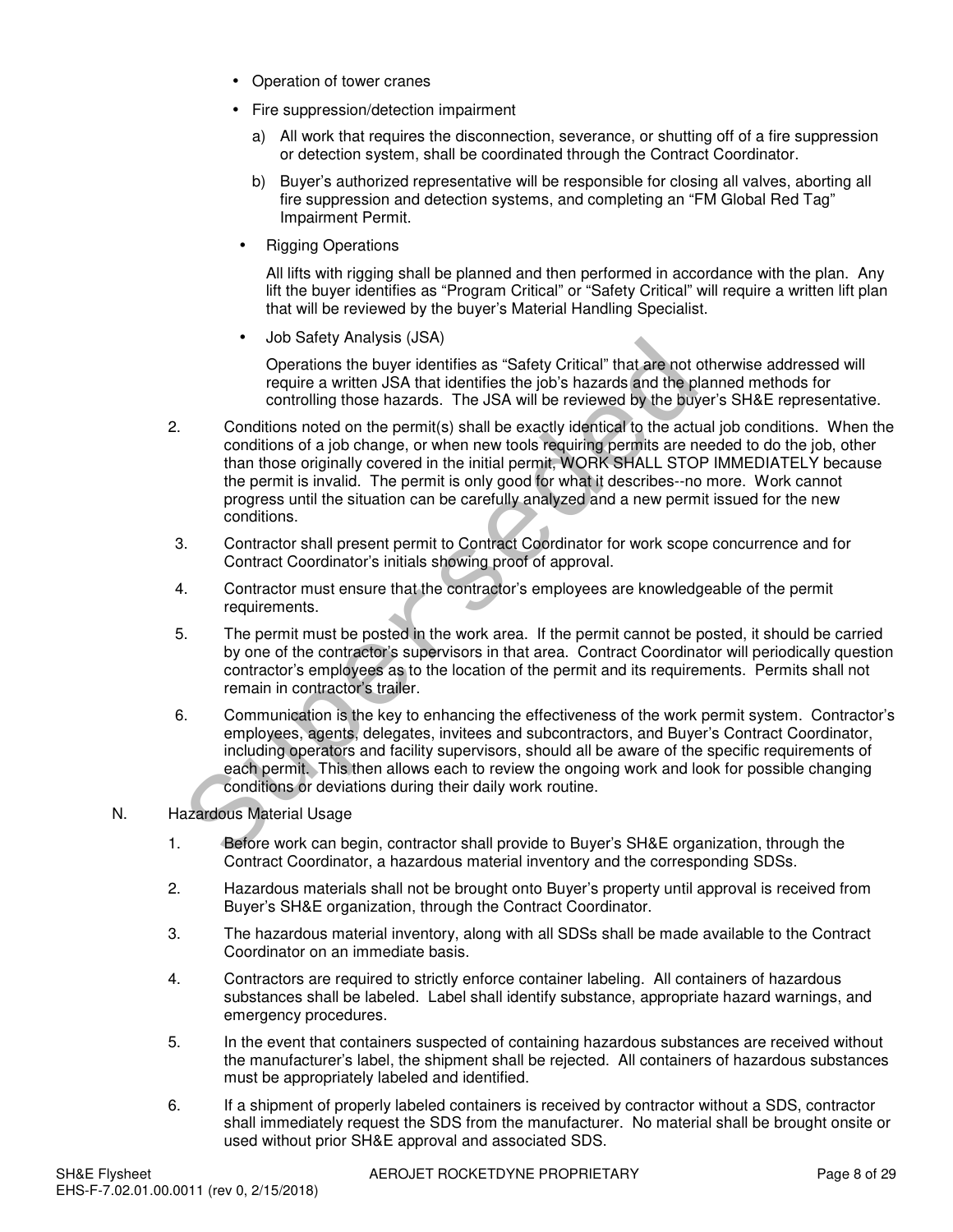- Operation of tower cranes
- Fire suppression/detection impairment
  a) All work that requires the disconnection, severance, or shutting off of a fire suppression or detection system, shall be coordinated through the Contract Coordinator.
  b) Buyer's authorized representative will be responsible for closing all valves, aborting all fire suppression and detection systems, and completing an "FM Global Red Tag" Impairment Permit.
- Rigging Operations

  All lifts with rigging shall be planned and then performed in accordance with the plan. Any lift the buyer identifies as "Program Critical" or "Safety Critical" will require a written lift plan that will be reviewed by the buyer's Material Handling Specialist.
- Job Safety Analysis (JSA)

  Operations the buyer identifies as "Safety Critical" that are not otherwise addressed will require a written JSA that identifies the job's hazards and the planned methods for controlling those hazards. The JSA will be reviewed by the buyer's SH&E representative.

2. Conditions noted on the permit(s) shall be exactly identical to the actual job conditions. When the conditions of a job change, or when new tools requiring permits are needed to do the job, other than those originally covered in the initial permit, WORK SHALL STOP IMMEDIATELY because the permit is invalid. The permit is only good for what it describes--no more. Work cannot progress until the situation can be carefully analyzed and a new permit issued for the new conditions.
3. Contractor shall present permit to Contract Coordinator for work scope concurrence and for Contract Coordinator's initials showing proof of approval.
4. Contractor must ensure that the contractor's employees are knowledgeable of the permit requirements.
5. The permit must be posted in the work area. If the permit cannot be posted, it should be carried by one of the contractor's supervisors in that area. Contract Coordinator will periodically question contractor's employees as to the location of the permit and its requirements. Permits shall not remain in contractor's trailer.
6. Communication is the key to enhancing the effectiveness of the work permit system. Contractor's employees, agents, delegates, invitees and subcontractors, and Buyer's Contract Coordinator, including operators and facility supervisors, should all be aware of the specific requirements of each permit. This then allows each to review the ongoing work and look for possible changing conditions or deviations during their daily work routine.

N. Hazardous Material Usage

1. Before work can begin, contractor shall provide to Buyer's SH&E organization, through the Contract Coordinator, a hazardous material inventory and the corresponding SDSs.
2. Hazardous materials shall not be brought onto Buyer's property until approval is received from Buyer's SH&E organization, through the Contract Coordinator.
3. The hazardous material inventory, along with all SDSs shall be made available to the Contract Coordinator on an immediate basis.
4. Contractors are required to strictly enforce container labeling. All containers of hazardous substances shall be labeled. Label shall identify substance, appropriate hazard warnings, and emergency procedures.
5. In the event that containers suspected of containing hazardous substances are received without the manufacturer's label, the shipment shall be rejected. All containers of hazardous substances must be appropriately labeled and identified.
6. If a shipment of properly labeled containers is received by contractor without a SDS, contractor shall immediately request the SDS from the manufacturer. No material shall be brought onsite or used without prior SH&E approval and associated SDS.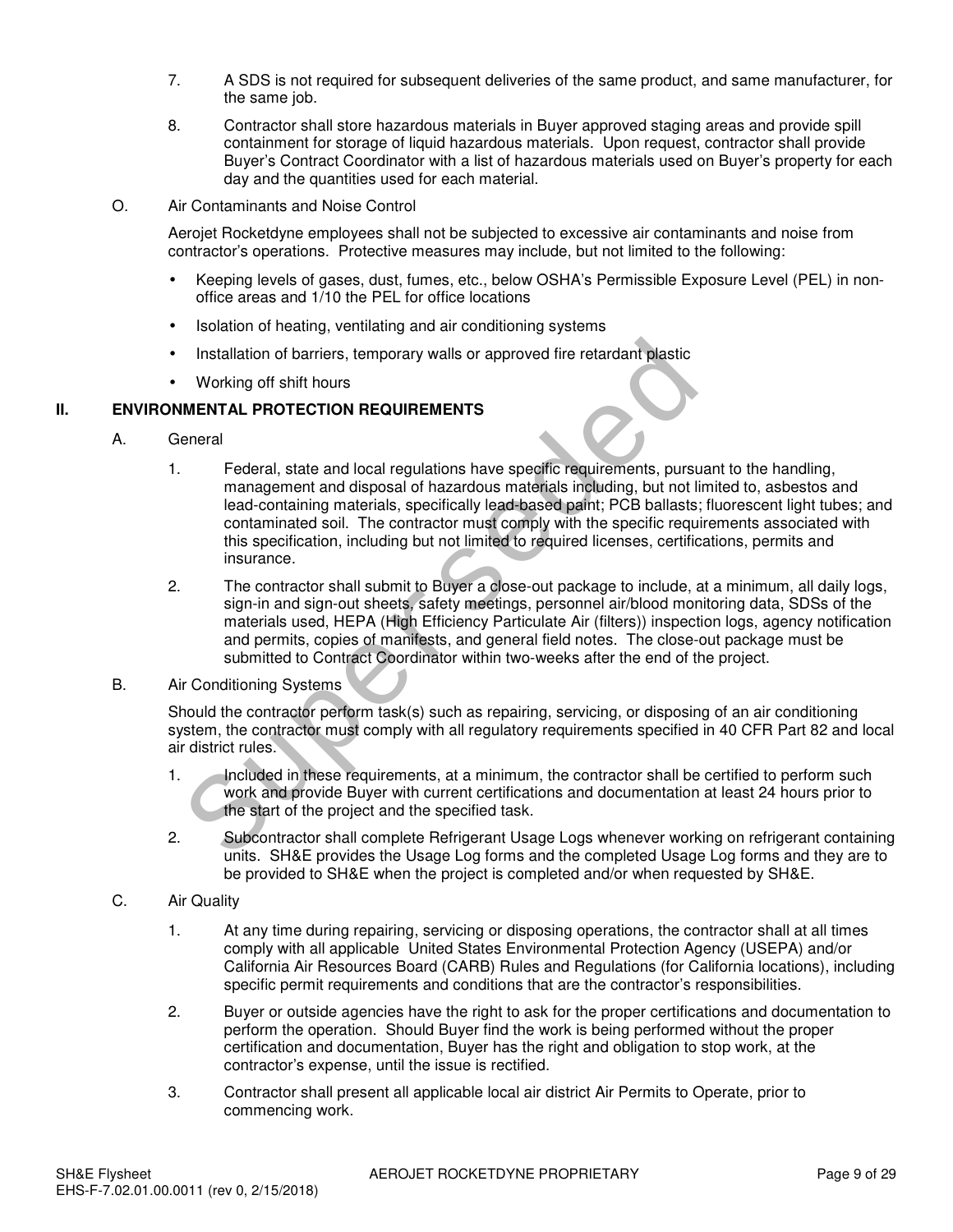7. A SDS is not required for subsequent deliveries of the same product, and same manufacturer, for the same job.

8. Contractor shall store hazardous materials in Buyer approved staging areas and provide spill containment for storage of liquid hazardous materials. Upon request, contractor shall provide Buyer's Contract Coordinator with a list of hazardous materials used on Buyer's property for each day and the quantities used for each material.

O. Air Contaminants and Noise Control

Aerojet Rocketdyne employees shall not be subjected to excessive air contaminants and noise from contractor's operations. Protective measures may include, but not limited to the following:

- Keeping levels of gases, dust, fumes, etc., below OSHA's Permissible Exposure Level (PEL) in non-office areas and 1/10 the PEL for office locations
- Isolation of heating, ventilating and air conditioning systems
- Installation of barriers, temporary walls or approved fire retardant plastic
- Working off shift hours

## II. ENVIRONMENTAL PROTECTION REQUIREMENTS

A. General

1. Federal, state and local regulations have specific requirements, pursuant to the handling, management and disposal of hazardous materials including, but not limited to, asbestos and lead-containing materials, specifically lead-based paint; PCB ballasts; fluorescent light tubes; and contaminated soil. The contractor must comply with the specific requirements associated with this specification, including but not limited to required licenses, certifications, permits and insurance.

2. The contractor shall submit to Buyer a close-out package to include, at a minimum, all daily logs, sign-in and sign-out sheets, safety meetings, personnel air/blood monitoring data, SDSs of the materials used, HEPA (High Efficiency Particulate Air (filters)) inspection logs, agency notification and permits, copies of manifests, and general field notes. The close-out package must be submitted to Contract Coordinator within two-weeks after the end of the project.

B. Air Conditioning Systems

Should the contractor perform task(s) such as repairing, servicing, or disposing of an air conditioning system, the contractor must comply with all regulatory requirements specified in 40 CFR Part 82 and local air district rules.

1. Included in these requirements, at a minimum, the contractor shall be certified to perform such work and provide Buyer with current certifications and documentation at least 24 hours prior to the start of the project and the specified task.

2. Subcontractor shall complete Refrigerant Usage Logs whenever working on refrigerant containing units. SH&E provides the Usage Log forms and the completed Usage Log forms and they are to be provided to SH&E when the project is completed and/or when requested by SH&E.

C. Air Quality

1. At any time during repairing, servicing or disposing operations, the contractor shall at all times comply with all applicable United States Environmental Protection Agency (USEPA) and/or California Air Resources Board (CARB) Rules and Regulations (for California locations), including specific permit requirements and conditions that are the contractor's responsibilities.

2. Buyer or outside agencies have the right to ask for the proper certifications and documentation to perform the operation. Should Buyer find the work is being performed without the proper certification and documentation, Buyer has the right and obligation to stop work, at the contractor's expense, until the issue is rectified.

3. Contractor shall present all applicable local air district Air Permits to Operate, prior to commencing work.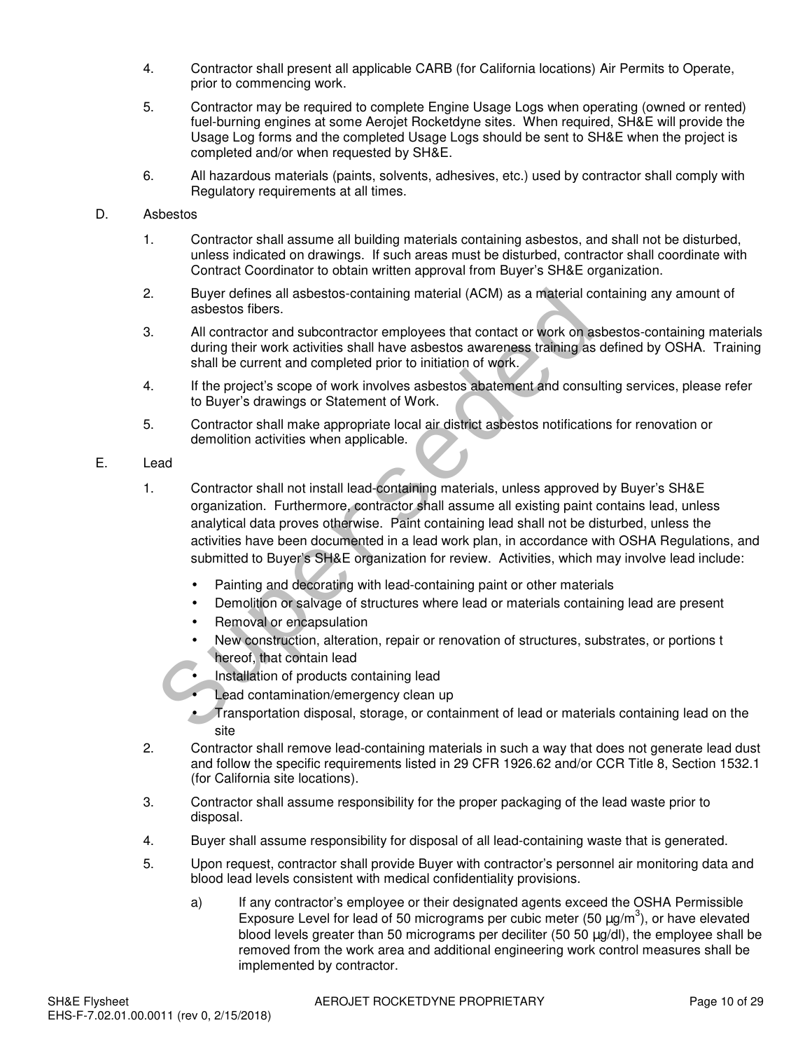4. Contractor shall present all applicable CARB (for California locations) Air Permits to Operate, prior to commencing work.

5. Contractor may be required to complete Engine Usage Logs when operating (owned or rented) fuel-burning engines at some Aerojet Rocketdyne sites. When required, SH&E will provide the Usage Log forms and the completed Usage Logs should be sent to SH&E when the project is completed and/or when requested by SH&E.

6. All hazardous materials (paints, solvents, adhesives, etc.) used by contractor shall comply with Regulatory requirements at all times.

D. Asbestos

1. Contractor shall assume all building materials containing asbestos, and shall not be disturbed, unless indicated on drawings. If such areas must be disturbed, contractor shall coordinate with Contract Coordinator to obtain written approval from Buyer's SH&E organization.

2. Buyer defines all asbestos-containing material (ACM) as a material containing any amount of asbestos fibers.

3. All contractor and subcontractor employees that contact or work on asbestos-containing materials during their work activities shall have asbestos awareness training as defined by OSHA. Training shall be current and completed prior to initiation of work.

4. If the project's scope of work involves asbestos abatement and consulting services, please refer to Buyer's drawings or Statement of Work.

5. Contractor shall make appropriate local air district asbestos notifications for renovation or demolition activities when applicable.

E. Lead

1. Contractor shall not install lead-containing materials, unless approved by Buyer's SH&E organization. Furthermore, contractor shall assume all existing paint contains lead, unless analytical data proves otherwise. Paint containing lead shall not be disturbed, unless the activities have been documented in a lead work plan, in accordance with OSHA Regulations, and submitted to Buyer's SH&E organization for review. Activities, which may involve lead include:

   - Painting and decorating with lead-containing paint or other materials
   - Demolition or salvage of structures where lead or materials containing lead are present
   - Removal or encapsulation
   - New construction, alteration, repair or renovation of structures, substrates, or portions t hereof, that contain lead
   - Installation of products containing lead
   - Lead contamination/emergency clean up
   - Transportation disposal, storage, or containment of lead or materials containing lead on the site

2. Contractor shall remove lead-containing materials in such a way that does not generate lead dust and follow the specific requirements listed in 29 CFR 1926.62 and/or CCR Title 8, Section 1532.1 (for California site locations).

3. Contractor shall assume responsibility for the proper packaging of the lead waste prior to disposal.

4. Buyer shall assume responsibility for disposal of all lead-containing waste that is generated.

5. Upon request, contractor shall provide Buyer with contractor's personnel air monitoring data and blood lead levels consistent with medical confidentiality provisions.

   a) If any contractor's employee or their designated agents exceed the OSHA Permissible Exposure Level for lead of 50 micrograms per cubic meter (50 µg/$m^3$), or have elevated blood levels greater than 50 micrograms per deciliter (50 50 µg/dl), the employee shall be removed from the work area and additional engineering work control measures shall be implemented by contractor.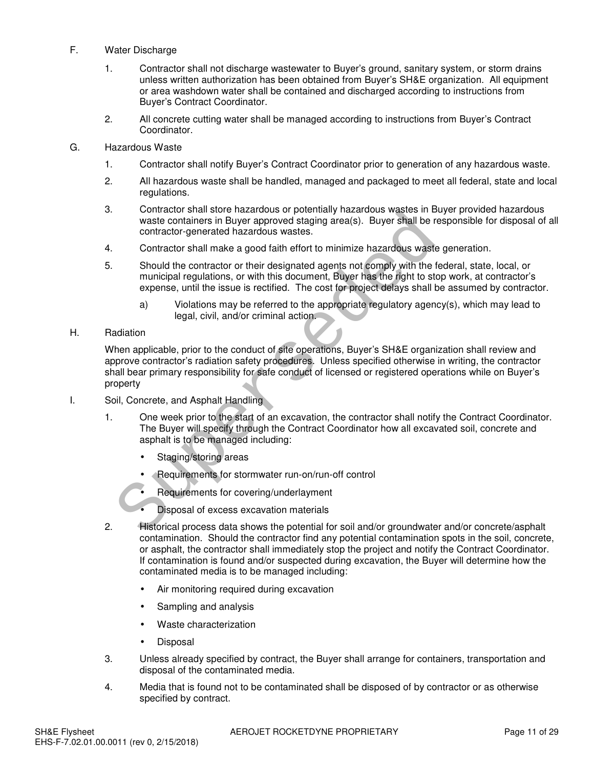F. Water Discharge

1. Contractor shall not discharge wastewater to Buyer's ground, sanitary system, or storm drains unless written authorization has been obtained from Buyer's SH&E organization. All equipment or area washdown water shall be contained and discharged according to instructions from Buyer's Contract Coordinator.

2. All concrete cutting water shall be managed according to instructions from Buyer's Contract Coordinator.

G. Hazardous Waste

1. Contractor shall notify Buyer's Contract Coordinator prior to generation of any hazardous waste.

2. All hazardous waste shall be handled, managed and packaged to meet all federal, state and local regulations.

3. Contractor shall store hazardous or potentially hazardous wastes in Buyer provided hazardous waste containers in Buyer approved staging area(s). Buyer shall be responsible for disposal of all contractor-generated hazardous wastes.

4. Contractor shall make a good faith effort to minimize hazardous waste generation.

5. Should the contractor or their designated agents not comply with the federal, state, local, or municipal regulations, or with this document, Buyer has the right to stop work, at contractor's expense, until the issue is rectified. The cost for project delays shall be assumed by contractor.

   a) Violations may be referred to the appropriate regulatory agency(s), which may lead to legal, civil, and/or criminal action.

H. Radiation

When applicable, prior to the conduct of site operations, Buyer's SH&E organization shall review and approve contractor's radiation safety procedures. Unless specified otherwise in writing, the contractor shall bear primary responsibility for safe conduct of licensed or registered operations while on Buyer's property

I. Soil, Concrete, and Asphalt Handling

1. One week prior to the start of an excavation, the contractor shall notify the Contract Coordinator. The Buyer will specify through the Contract Coordinator how all excavated soil, concrete and asphalt is to be managed including:
   - Staging/storing areas
   - Requirements for stormwater run-on/run-off control
   - Requirements for covering/underlayment
   - Disposal of excess excavation materials

2. Historical process data shows the potential for soil and/or groundwater and/or concrete/asphalt contamination. Should the contractor find any potential contamination spots in the soil, concrete, or asphalt, the contractor shall immediately stop the project and notify the Contract Coordinator. If contamination is found and/or suspected during excavation, the Buyer will determine how the contaminated media is to be managed including:
   - Air monitoring required during excavation
   - Sampling and analysis
   - Waste characterization
   - Disposal

3. Unless already specified by contract, the Buyer shall arrange for containers, transportation and disposal of the contaminated media.

4. Media that is found not to be contaminated shall be disposed of by contractor or as otherwise specified by contract.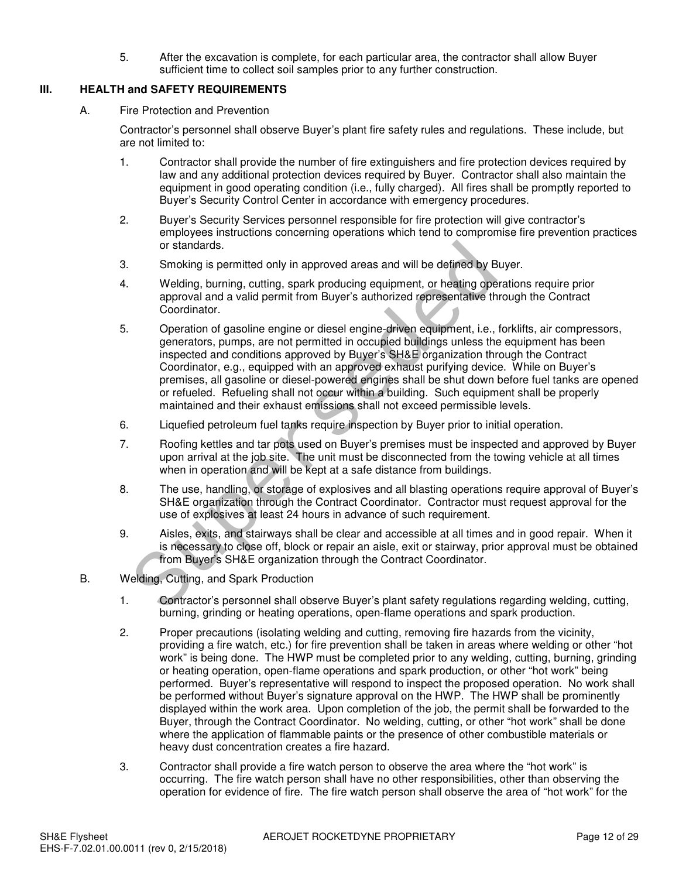5. After the excavation is complete, for each particular area, the contractor shall allow Buyer sufficient time to collect soil samples prior to any further construction.

## III. HEALTH and SAFETY REQUIREMENTS

### A. Fire Protection and Prevention

Contractor's personnel shall observe Buyer's plant fire safety rules and regulations. These include, but are not limited to:

1. Contractor shall provide the number of fire extinguishers and fire protection devices required by law and any additional protection devices required by Buyer. Contractor shall also maintain the equipment in good operating condition (i.e., fully charged). All fires shall be promptly reported to Buyer's Security Control Center in accordance with emergency procedures.
2. Buyer's Security Services personnel responsible for fire protection will give contractor's employees instructions concerning operations which tend to compromise fire prevention practices or standards.
3. Smoking is permitted only in approved areas and will be defined by Buyer.
4. Welding, burning, cutting, spark producing equipment, or heating operations require prior approval and a valid permit from Buyer's authorized representative through the Contract Coordinator.
5. Operation of gasoline engine or diesel engine-driven equipment, i.e., forklifts, air compressors, generators, pumps, are not permitted in occupied buildings unless the equipment has been inspected and conditions approved by Buyer's SH&E organization through the Contract Coordinator, e.g., equipped with an approved exhaust purifying device. While on Buyer's premises, all gasoline or diesel-powered engines shall be shut down before fuel tanks are opened or refueled. Refueling shall not occur within a building. Such equipment shall be properly maintained and their exhaust emissions shall not exceed permissible levels.
6. Liquefied petroleum fuel tanks require inspection by Buyer prior to initial operation.
7. Roofing kettles and tar pots used on Buyer's premises must be inspected and approved by Buyer upon arrival at the job site. The unit must be disconnected from the towing vehicle at all times when in operation and will be kept at a safe distance from buildings.
8. The use, handling, or storage of explosives and all blasting operations require approval of Buyer's SH&E organization through the Contract Coordinator. Contractor must request approval for the use of explosives at least 24 hours in advance of such requirement.
9. Aisles, exits, and stairways shall be clear and accessible at all times and in good repair. When it is necessary to close off, block or repair an aisle, exit or stairway, prior approval must be obtained from Buyer's SH&E organization through the Contract Coordinator.

### B. Welding, Cutting, and Spark Production

1. Contractor's personnel shall observe Buyer's plant safety regulations regarding welding, cutting, burning, grinding or heating operations, open-flame operations and spark production.
2. Proper precautions (isolating welding and cutting, removing fire hazards from the vicinity, providing a fire watch, etc.) for fire prevention shall be taken in areas where welding or other "hot work" is being done. The HWP must be completed prior to any welding, cutting, burning, grinding or heating operation, open-flame operations and spark production, or other "hot work" being performed. Buyer's representative will respond to inspect the proposed operation. No work shall be performed without Buyer's signature approval on the HWP. The HWP shall be prominently displayed within the work area. Upon completion of the job, the permit shall be forwarded to the Buyer, through the Contract Coordinator. No welding, cutting, or other "hot work" shall be done where the application of flammable paints or the presence of other combustible materials or heavy dust concentration creates a fire hazard.
3. Contractor shall provide a fire watch person to observe the area where the "hot work" is occurring. The fire watch person shall have no other responsibilities, other than observing the operation for evidence of fire. The fire watch person shall observe the area of "hot work" for the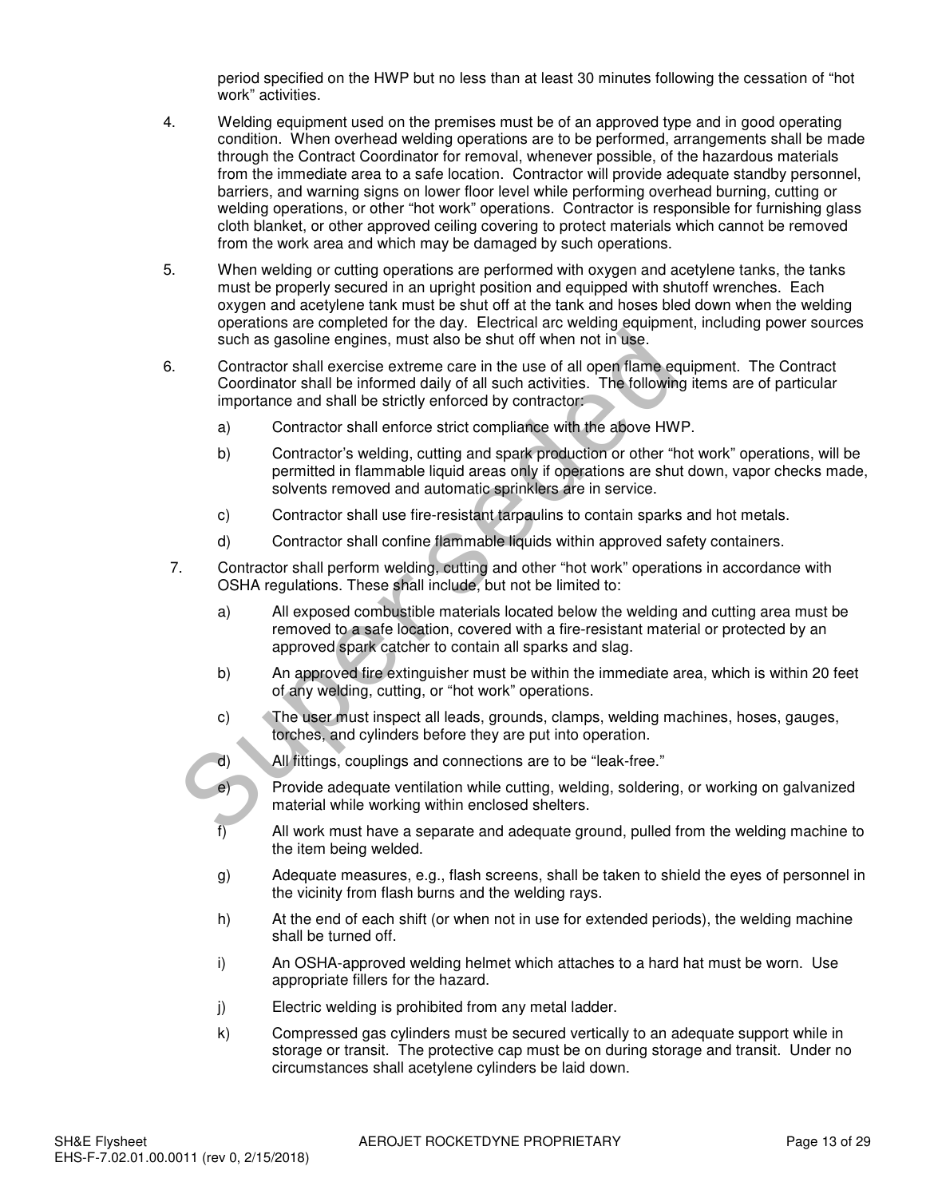period specified on the HWP but no less than at least 30 minutes following the cessation of "hot work" activities.

4. Welding equipment used on the premises must be of an approved type and in good operating condition. When overhead welding operations are to be performed, arrangements shall be made through the Contract Coordinator for removal, whenever possible, of the hazardous materials from the immediate area to a safe location. Contractor will provide adequate standby personnel, barriers, and warning signs on lower floor level while performing overhead burning, cutting or welding operations, or other "hot work" operations. Contractor is responsible for furnishing glass cloth blanket, or other approved ceiling covering to protect materials which cannot be removed from the work area and which may be damaged by such operations.

5. When welding or cutting operations are performed with oxygen and acetylene tanks, the tanks must be properly secured in an upright position and equipped with shutoff wrenches. Each oxygen and acetylene tank must be shut off at the tank and hoses bled down when the welding operations are completed for the day. Electrical arc welding equipment, including power sources such as gasoline engines, must also be shut off when not in use.

6. Contractor shall exercise extreme care in the use of all open flame equipment. The Contract Coordinator shall be informed daily of all such activities. The following items are of particular importance and shall be strictly enforced by contractor:

   a) Contractor shall enforce strict compliance with the above HWP.

   b) Contractor's welding, cutting and spark production or other "hot work" operations, will be permitted in flammable liquid areas only if operations are shut down, vapor checks made, solvents removed and automatic sprinklers are in service.

   c) Contractor shall use fire-resistant tarpaulins to contain sparks and hot metals.

   d) Contractor shall confine flammable liquids within approved safety containers.

7. Contractor shall perform welding, cutting and other "hot work" operations in accordance with OSHA regulations. These shall include, but not be limited to:

   a) All exposed combustible materials located below the welding and cutting area must be removed to a safe location, covered with a fire-resistant material or protected by an approved spark catcher to contain all sparks and slag.

   b) An approved fire extinguisher must be within the immediate area, which is within 20 feet of any welding, cutting, or "hot work" operations.

   c) The user must inspect all leads, grounds, clamps, welding machines, hoses, gauges, torches, and cylinders before they are put into operation.

   d) All fittings, couplings and connections are to be "leak-free."

   e) Provide adequate ventilation while cutting, welding, soldering, or working on galvanized material while working within enclosed shelters.

   f) All work must have a separate and adequate ground, pulled from the welding machine to the item being welded.

   g) Adequate measures, e.g., flash screens, shall be taken to shield the eyes of personnel in the vicinity from flash burns and the welding rays.

   h) At the end of each shift (or when not in use for extended periods), the welding machine shall be turned off.

   i) An OSHA-approved welding helmet which attaches to a hard hat must be worn. Use appropriate fillers for the hazard.

   j) Electric welding is prohibited from any metal ladder.

   k) Compressed gas cylinders must be secured vertically to an adequate support while in storage or transit. The protective cap must be on during storage and transit. Under no circumstances shall acetylene cylinders be laid down.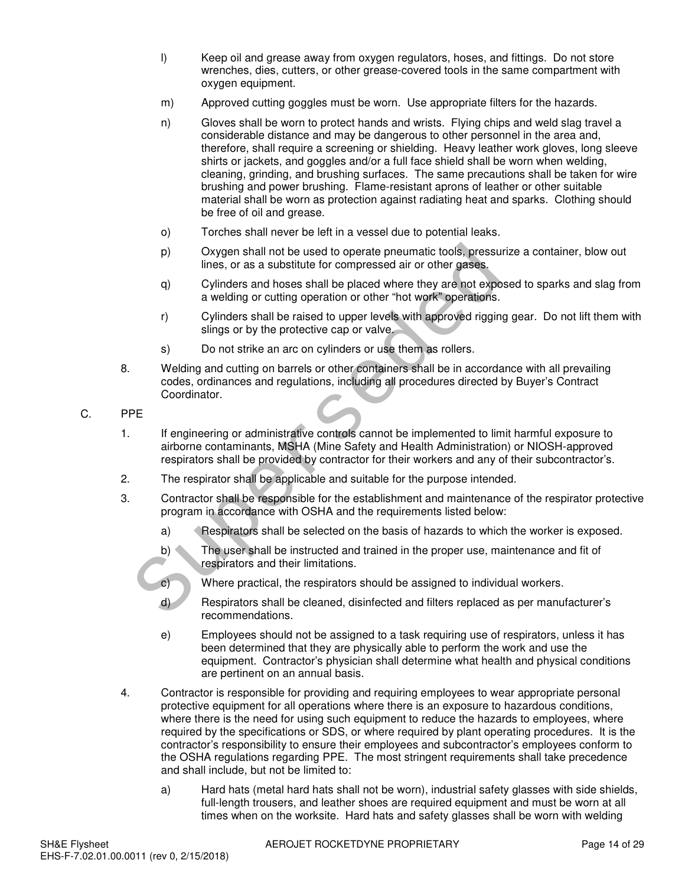l) Keep oil and grease away from oxygen regulators, hoses, and fittings. Do not store wrenches, dies, cutters, or other grease-covered tools in the same compartment with oxygen equipment.

m) Approved cutting goggles must be worn. Use appropriate filters for the hazards.

n) Gloves shall be worn to protect hands and wrists. Flying chips and weld slag travel a considerable distance and may be dangerous to other personnel in the area and, therefore, shall require a screening or shielding. Heavy leather work gloves, long sleeve shirts or jackets, and goggles and/or a full face shield shall be worn when welding, cleaning, grinding, and brushing surfaces. The same precautions shall be taken for wire brushing and power brushing. Flame-resistant aprons of leather or other suitable material shall be worn as protection against radiating heat and sparks. Clothing should be free of oil and grease.

o) Torches shall never be left in a vessel due to potential leaks.

p) Oxygen shall not be used to operate pneumatic tools, pressurize a container, blow out lines, or as a substitute for compressed air or other gases.

q) Cylinders and hoses shall be placed where they are not exposed to sparks and slag from a welding or cutting operation or other "hot work" operations.

r) Cylinders shall be raised to upper levels with approved rigging gear. Do not lift them with slings or by the protective cap or valve.

s) Do not strike an arc on cylinders or use them as rollers.

8. Welding and cutting on barrels or other containers shall be in accordance with all prevailing codes, ordinances and regulations, including all procedures directed by Buyer's Contract Coordinator.

C. PPE

1. If engineering or administrative controls cannot be implemented to limit harmful exposure to airborne contaminants, MSHA (Mine Safety and Health Administration) or NIOSH-approved respirators shall be provided by contractor for their workers and any of their subcontractor's.

2. The respirator shall be applicable and suitable for the purpose intended.

3. Contractor shall be responsible for the establishment and maintenance of the respirator protective program in accordance with OSHA and the requirements listed below:

   a) Respirators shall be selected on the basis of hazards to which the worker is exposed.

   b) The user shall be instructed and trained in the proper use, maintenance and fit of respirators and their limitations.

   c) Where practical, the respirators should be assigned to individual workers.

   d) Respirators shall be cleaned, disinfected and filters replaced as per manufacturer's recommendations.

   e) Employees should not be assigned to a task requiring use of respirators, unless it has been determined that they are physically able to perform the work and use the equipment. Contractor's physician shall determine what health and physical conditions are pertinent on an annual basis.

4. Contractor is responsible for providing and requiring employees to wear appropriate personal protective equipment for all operations where there is an exposure to hazardous conditions, where there is the need for using such equipment to reduce the hazards to employees, where required by the specifications or SDS, or where required by plant operating procedures. It is the contractor's responsibility to ensure their employees and subcontractor's employees conform to the OSHA regulations regarding PPE. The most stringent requirements shall take precedence and shall include, but not be limited to:

   a) Hard hats (metal hard hats shall not be worn), industrial safety glasses with side shields, full-length trousers, and leather shoes are required equipment and must be worn at all times when on the worksite. Hard hats and safety glasses shall be worn with welding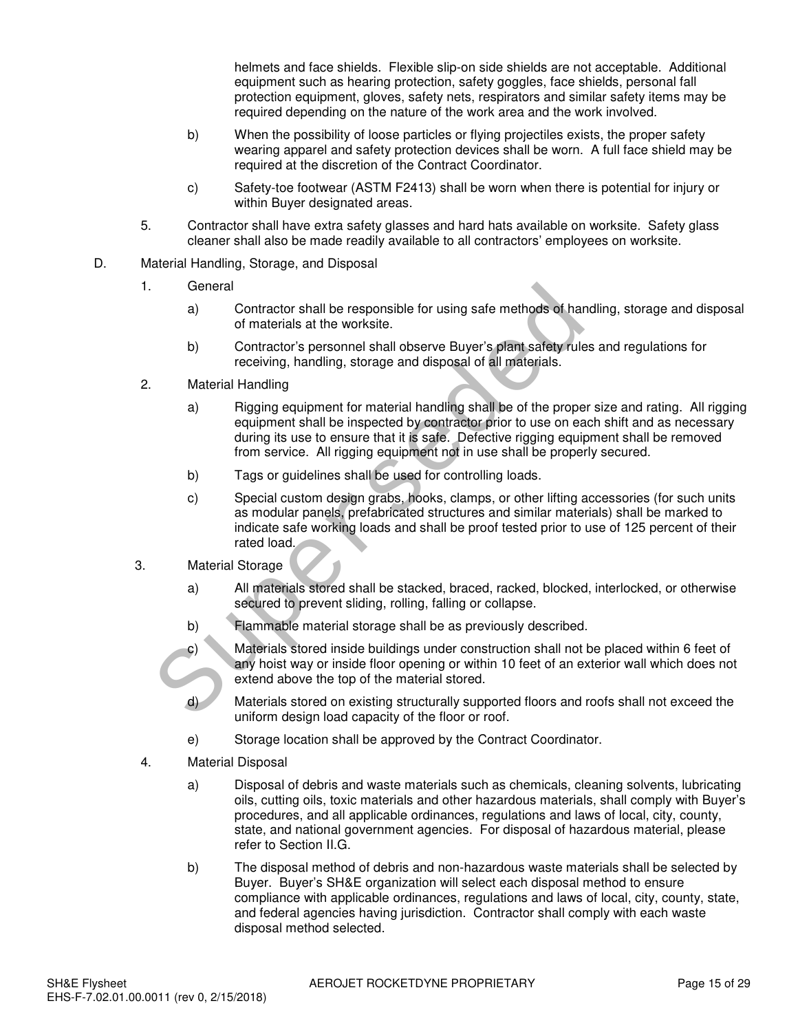helmets and face shields. Flexible slip-on side shields are not acceptable. Additional equipment such as hearing protection, safety goggles, face shields, personal fall protection equipment, gloves, safety nets, respirators and similar safety items may be required depending on the nature of the work area and the work involved.

b) When the possibility of loose particles or flying projectiles exists, the proper safety wearing apparel and safety protection devices shall be worn. A full face shield may be required at the discretion of the Contract Coordinator.

c) Safety-toe footwear (ASTM F2413) shall be worn when there is potential for injury or within Buyer designated areas.

5. Contractor shall have extra safety glasses and hard hats available on worksite. Safety glass cleaner shall also be made readily available to all contractors' employees on worksite.

D. Material Handling, Storage, and Disposal

1. General

a) Contractor shall be responsible for using safe methods of handling, storage and disposal of materials at the worksite.

b) Contractor's personnel shall observe Buyer's plant safety rules and regulations for receiving, handling, storage and disposal of all materials.

2. Material Handling

a) Rigging equipment for material handling shall be of the proper size and rating. All rigging equipment shall be inspected by contractor prior to use on each shift and as necessary during its use to ensure that it is safe. Defective rigging equipment shall be removed from service. All rigging equipment not in use shall be properly secured.

b) Tags or guidelines shall be used for controlling loads.

c) Special custom design grabs, hooks, clamps, or other lifting accessories (for such units as modular panels, prefabricated structures and similar materials) shall be marked to indicate safe working loads and shall be proof tested prior to use of 125 percent of their rated load.

3. Material Storage

a) All materials stored shall be stacked, braced, racked, blocked, interlocked, or otherwise secured to prevent sliding, rolling, falling or collapse.

b) Flammable material storage shall be as previously described.

c) Materials stored inside buildings under construction shall not be placed within 6 feet of any hoist way or inside floor opening or within 10 feet of an exterior wall which does not extend above the top of the material stored.

d) Materials stored on existing structurally supported floors and roofs shall not exceed the uniform design load capacity of the floor or roof.

e) Storage location shall be approved by the Contract Coordinator.

4. Material Disposal

a) Disposal of debris and waste materials such as chemicals, cleaning solvents, lubricating oils, cutting oils, toxic materials and other hazardous materials, shall comply with Buyer's procedures, and all applicable ordinances, regulations and laws of local, city, county, state, and national government agencies. For disposal of hazardous material, please refer to Section II.G.

b) The disposal method of debris and non-hazardous waste materials shall be selected by Buyer. Buyer's SH&E organization will select each disposal method to ensure compliance with applicable ordinances, regulations and laws of local, city, county, state, and federal agencies having jurisdiction. Contractor shall comply with each waste disposal method selected.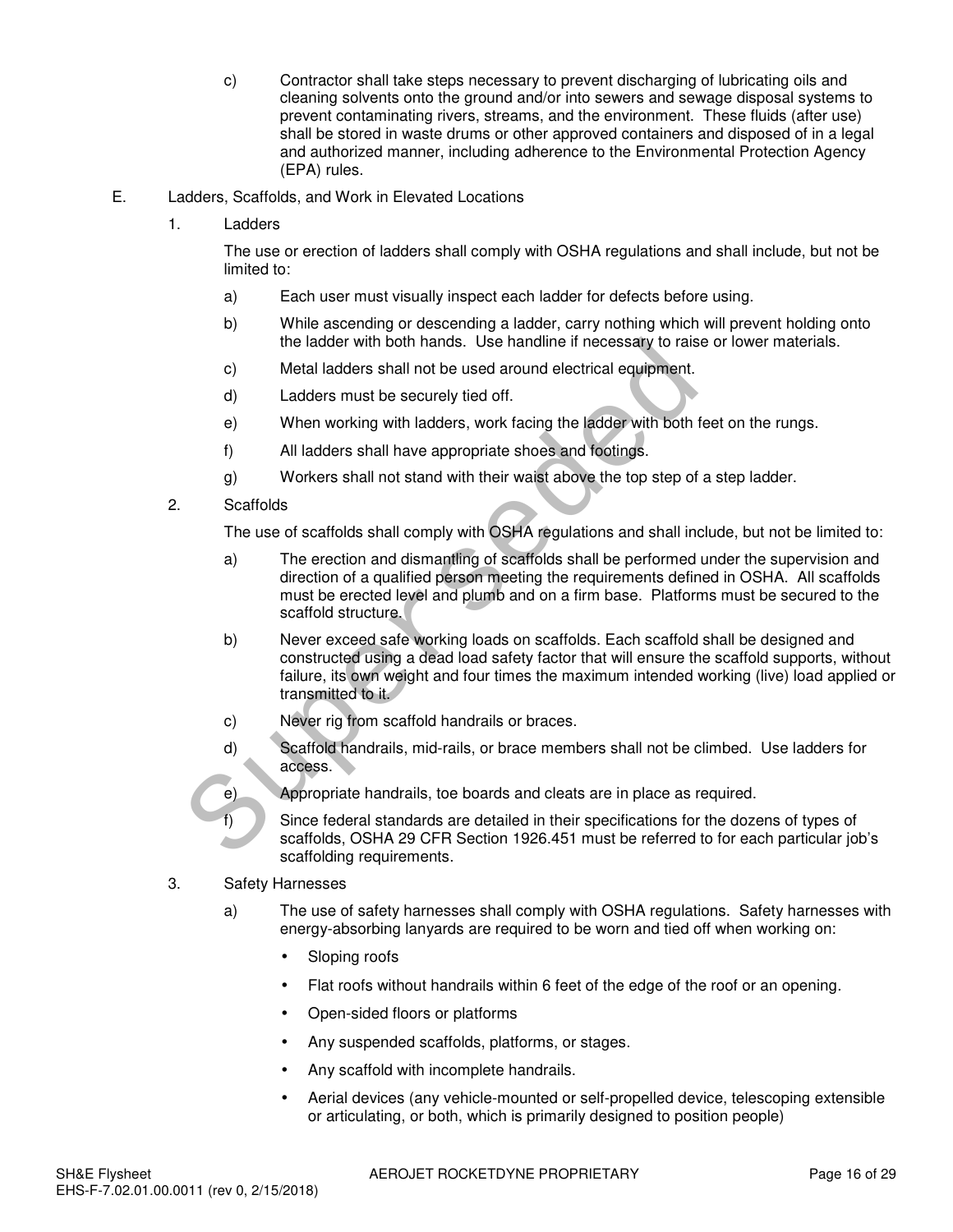c) Contractor shall take steps necessary to prevent discharging of lubricating oils and cleaning solvents onto the ground and/or into sewers and sewage disposal systems to prevent contaminating rivers, streams, and the environment. These fluids (after use) shall be stored in waste drums or other approved containers and disposed of in a legal and authorized manner, including adherence to the Environmental Protection Agency (EPA) rules.

E. Ladders, Scaffolds, and Work in Elevated Locations

1. Ladders

The use or erection of ladders shall comply with OSHA regulations and shall include, but not be limited to:

a) Each user must visually inspect each ladder for defects before using.

b) While ascending or descending a ladder, carry nothing which will prevent holding onto the ladder with both hands. Use handline if necessary to raise or lower materials.

c) Metal ladders shall not be used around electrical equipment.

d) Ladders must be securely tied off.

e) When working with ladders, work facing the ladder with both feet on the rungs.

f) All ladders shall have appropriate shoes and footings.

g) Workers shall not stand with their waist above the top step of a step ladder.

2. Scaffolds

The use of scaffolds shall comply with OSHA regulations and shall include, but not be limited to:

a) The erection and dismantling of scaffolds shall be performed under the supervision and direction of a qualified person meeting the requirements defined in OSHA. All scaffolds must be erected level and plumb and on a firm base. Platforms must be secured to the scaffold structure.

b) Never exceed safe working loads on scaffolds. Each scaffold shall be designed and constructed using a dead load safety factor that will ensure the scaffold supports, without failure, its own weight and four times the maximum intended working (live) load applied or transmitted to it.

c) Never rig from scaffold handrails or braces.

d) Scaffold handrails, mid-rails, or brace members shall not be climbed. Use ladders for access.

e) Appropriate handrails, toe boards and cleats are in place as required.

f) Since federal standards are detailed in their specifications for the dozens of types of scaffolds, OSHA 29 CFR Section 1926.451 must be referred to for each particular job's scaffolding requirements.

3. Safety Harnesses

a) The use of safety harnesses shall comply with OSHA regulations. Safety harnesses with energy-absorbing lanyards are required to be worn and tied off when working on:

- Sloping roofs
- Flat roofs without handrails within 6 feet of the edge of the roof or an opening.
- Open-sided floors or platforms
- Any suspended scaffolds, platforms, or stages.
- Any scaffold with incomplete handrails.
- Aerial devices (any vehicle-mounted or self-propelled device, telescoping extensible or articulating, or both, which is primarily designed to position people)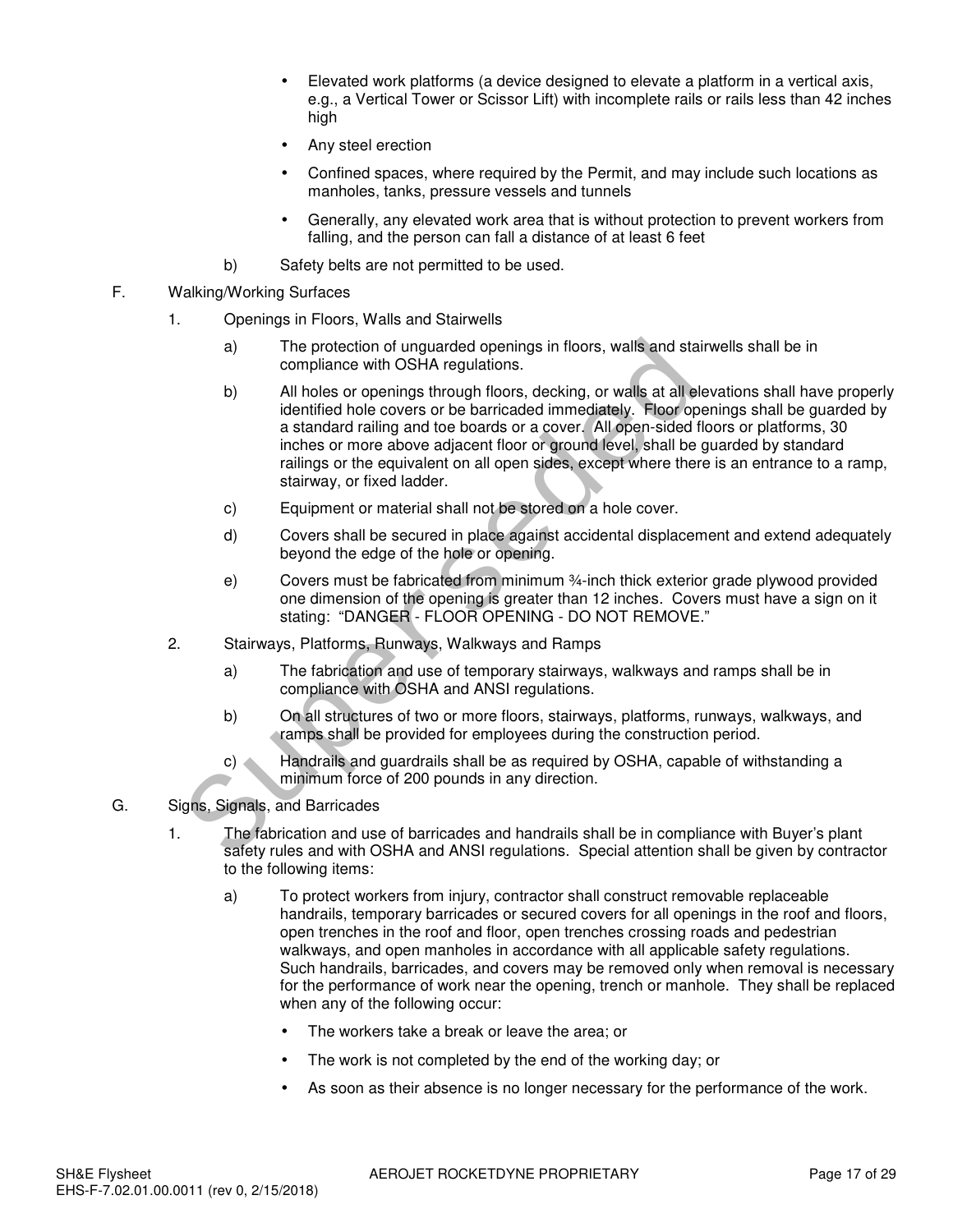- Elevated work platforms (a device designed to elevate a platform in a vertical axis, e.g., a Vertical Tower or Scissor Lift) with incomplete rails or rails less than 42 inches high
- Any steel erection
- Confined spaces, where required by the Permit, and may include such locations as manholes, tanks, pressure vessels and tunnels
- Generally, any elevated work area that is without protection to prevent workers from falling, and the person can fall a distance of at least 6 feet

b) Safety belts are not permitted to be used.

F. Walking/Working Surfaces

1. Openings in Floors, Walls and Stairwells

a) The protection of unguarded openings in floors, walls and stairwells shall be in compliance with OSHA regulations.

b) All holes or openings through floors, decking, or walls at all elevations shall have properly identified hole covers or be barricaded immediately. Floor openings shall be guarded by a standard railing and toe boards or a cover. All open-sided floors or platforms, 30 inches or more above adjacent floor or ground level, shall be guarded by standard railings or the equivalent on all open sides, except where there is an entrance to a ramp, stairway, or fixed ladder.

c) Equipment or material shall not be stored on a hole cover.

d) Covers shall be secured in place against accidental displacement and extend adequately beyond the edge of the hole or opening.

e) Covers must be fabricated from minimum ¾-inch thick exterior grade plywood provided one dimension of the opening is greater than 12 inches. Covers must have a sign on it stating: "DANGER - FLOOR OPENING - DO NOT REMOVE."

2. Stairways, Platforms, Runways, Walkways and Ramps

a) The fabrication and use of temporary stairways, walkways and ramps shall be in compliance with OSHA and ANSI regulations.

b) On all structures of two or more floors, stairways, platforms, runways, walkways, and ramps shall be provided for employees during the construction period.

c) Handrails and guardrails shall be as required by OSHA, capable of withstanding a minimum force of 200 pounds in any direction.

G. Signs, Signals, and Barricades

1. The fabrication and use of barricades and handrails shall be in compliance with Buyer's plant safety rules and with OSHA and ANSI regulations. Special attention shall be given by contractor to the following items:

a) To protect workers from injury, contractor shall construct removable replaceable handrails, temporary barricades or secured covers for all openings in the roof and floors, open trenches in the roof and floor, open trenches crossing roads and pedestrian walkways, and open manholes in accordance with all applicable safety regulations. Such handrails, barricades, and covers may be removed only when removal is necessary for the performance of work near the opening, trench or manhole. They shall be replaced when any of the following occur:

- The workers take a break or leave the area; or
- The work is not completed by the end of the working day; or
- As soon as their absence is no longer necessary for the performance of the work.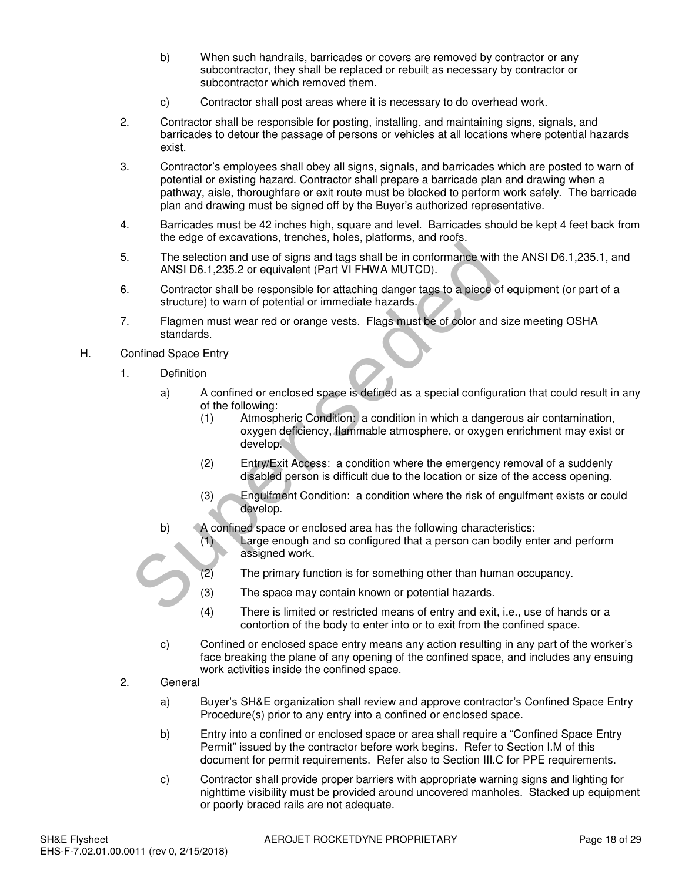b) When such handrails, barricades or covers are removed by contractor or any subcontractor, they shall be replaced or rebuilt as necessary by contractor or subcontractor which removed them.

c) Contractor shall post areas where it is necessary to do overhead work.

2. Contractor shall be responsible for posting, installing, and maintaining signs, signals, and barricades to detour the passage of persons or vehicles at all locations where potential hazards exist.

3. Contractor's employees shall obey all signs, signals, and barricades which are posted to warn of potential or existing hazard. Contractor shall prepare a barricade plan and drawing when a pathway, aisle, thoroughfare or exit route must be blocked to perform work safely. The barricade plan and drawing must be signed off by the Buyer's authorized representative.

4. Barricades must be 42 inches high, square and level. Barricades should be kept 4 feet back from the edge of excavations, trenches, holes, platforms, and roofs.

5. The selection and use of signs and tags shall be in conformance with the ANSI D6.1,235.1, and ANSI D6.1,235.2 or equivalent (Part VI FHWA MUTCD).

6. Contractor shall be responsible for attaching danger tags to a piece of equipment (or part of a structure) to warn of potential or immediate hazards.

7. Flagmen must wear red or orange vests. Flags must be of color and size meeting OSHA standards.

H. Confined Space Entry

1. Definition

a) A confined or enclosed space is defined as a special configuration that could result in any of the following:

(1) Atmospheric Condition: a condition in which a dangerous air contamination, oxygen deficiency, flammable atmosphere, or oxygen enrichment may exist or develop.

(2) Entry/Exit Access: a condition where the emergency removal of a suddenly disabled person is difficult due to the location or size of the access opening.

(3) Engulfment Condition: a condition where the risk of engulfment exists or could develop.

b) A confined space or enclosed area has the following characteristics:

(1) Large enough and so configured that a person can bodily enter and perform assigned work.

(2) The primary function is for something other than human occupancy.

(3) The space may contain known or potential hazards.

(4) There is limited or restricted means of entry and exit, i.e., use of hands or a contortion of the body to enter into or to exit from the confined space.

c) Confined or enclosed space entry means any action resulting in any part of the worker's face breaking the plane of any opening of the confined space, and includes any ensuing work activities inside the confined space.

2. General

a) Buyer's SH&E organization shall review and approve contractor's Confined Space Entry Procedure(s) prior to any entry into a confined or enclosed space.

b) Entry into a confined or enclosed space or area shall require a "Confined Space Entry Permit" issued by the contractor before work begins. Refer to Section I.M of this document for permit requirements. Refer also to Section III.C for PPE requirements.

c) Contractor shall provide proper barriers with appropriate warning signs and lighting for nighttime visibility must be provided around uncovered manholes. Stacked up equipment or poorly braced rails are not adequate.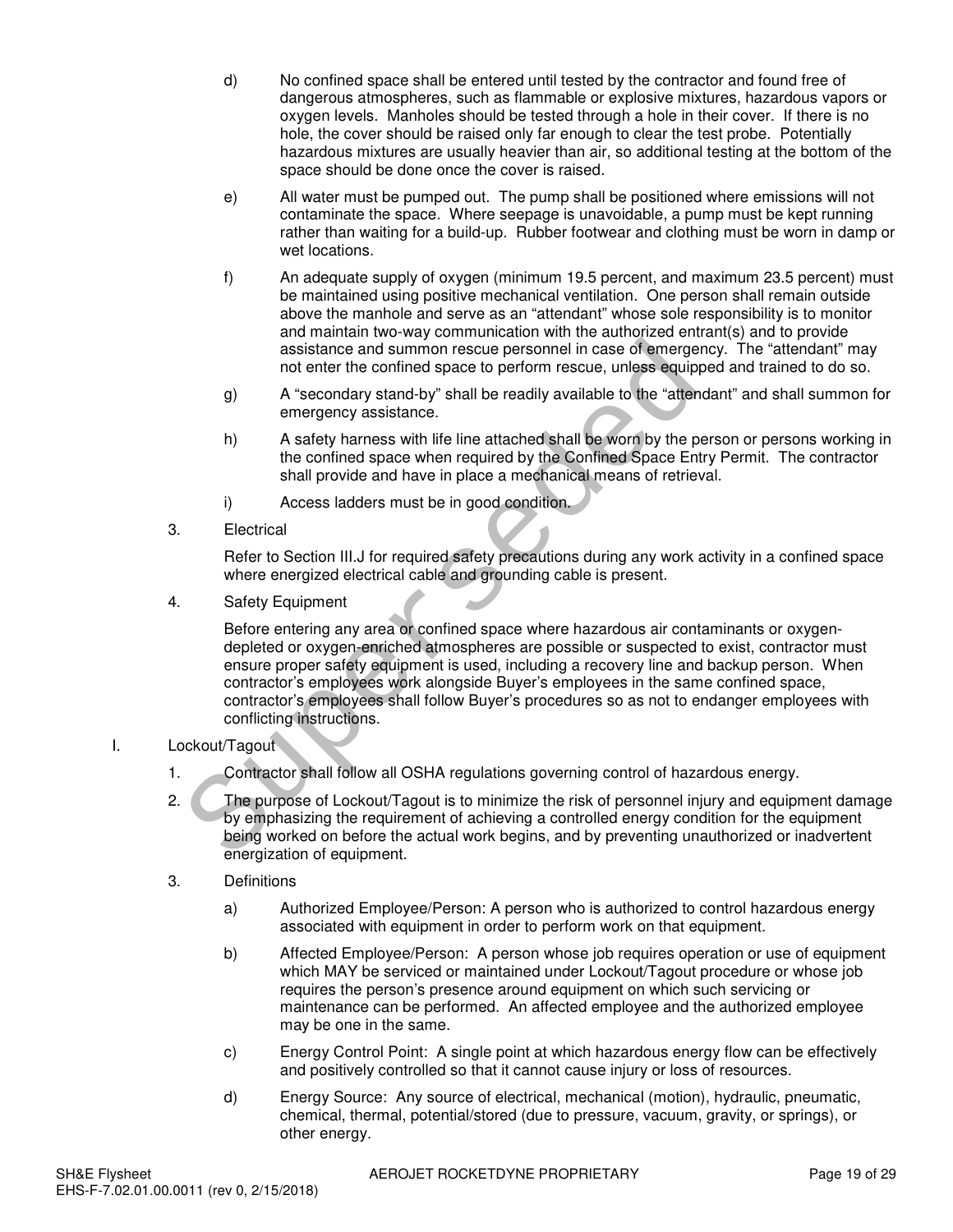d) No confined space shall be entered until tested by the contractor and found free of dangerous atmospheres, such as flammable or explosive mixtures, hazardous vapors or oxygen levels. Manholes should be tested through a hole in their cover. If there is no hole, the cover should be raised only far enough to clear the test probe. Potentially hazardous mixtures are usually heavier than air, so additional testing at the bottom of the space should be done once the cover is raised.

e) All water must be pumped out. The pump shall be positioned where emissions will not contaminate the space. Where seepage is unavoidable, a pump must be kept running rather than waiting for a build-up. Rubber footwear and clothing must be worn in damp or wet locations.

f) An adequate supply of oxygen (minimum 19.5 percent, and maximum 23.5 percent) must be maintained using positive mechanical ventilation. One person shall remain outside above the manhole and serve as an "attendant" whose sole responsibility is to monitor and maintain two-way communication with the authorized entrant(s) and to provide assistance and summon rescue personnel in case of emergency. The "attendant" may not enter the confined space to perform rescue, unless equipped and trained to do so.

g) A "secondary stand-by" shall be readily available to the "attendant" and shall summon for emergency assistance.

h) A safety harness with life line attached shall be worn by the person or persons working in the confined space when required by the Confined Space Entry Permit. The contractor shall provide and have in place a mechanical means of retrieval.

i) Access ladders must be in good condition.

3. Electrical

Refer to Section III.J for required safety precautions during any work activity in a confined space where energized electrical cable and grounding cable is present.

4. Safety Equipment

Before entering any area or confined space where hazardous air contaminants or oxygen-depleted or oxygen-enriched atmospheres are possible or suspected to exist, contractor must ensure proper safety equipment is used, including a recovery line and backup person. When contractor's employees work alongside Buyer's employees in the same confined space, contractor's employees shall follow Buyer's procedures so as not to endanger employees with conflicting instructions.

I. Lockout/Tagout

1. Contractor shall follow all OSHA regulations governing control of hazardous energy.

2. The purpose of Lockout/Tagout is to minimize the risk of personnel injury and equipment damage by emphasizing the requirement of achieving a controlled energy condition for the equipment being worked on before the actual work begins, and by preventing unauthorized or inadvertent energization of equipment.

3. Definitions

a) Authorized Employee/Person: A person who is authorized to control hazardous energy associated with equipment in order to perform work on that equipment.

b) Affected Employee/Person: A person whose job requires operation or use of equipment which MAY be serviced or maintained under Lockout/Tagout procedure or whose job requires the person's presence around equipment on which such servicing or maintenance can be performed. An affected employee and the authorized employee may be one in the same.

c) Energy Control Point: A single point at which hazardous energy flow can be effectively and positively controlled so that it cannot cause injury or loss of resources.

d) Energy Source: Any source of electrical, mechanical (motion), hydraulic, pneumatic, chemical, thermal, potential/stored (due to pressure, vacuum, gravity, or springs), or other energy.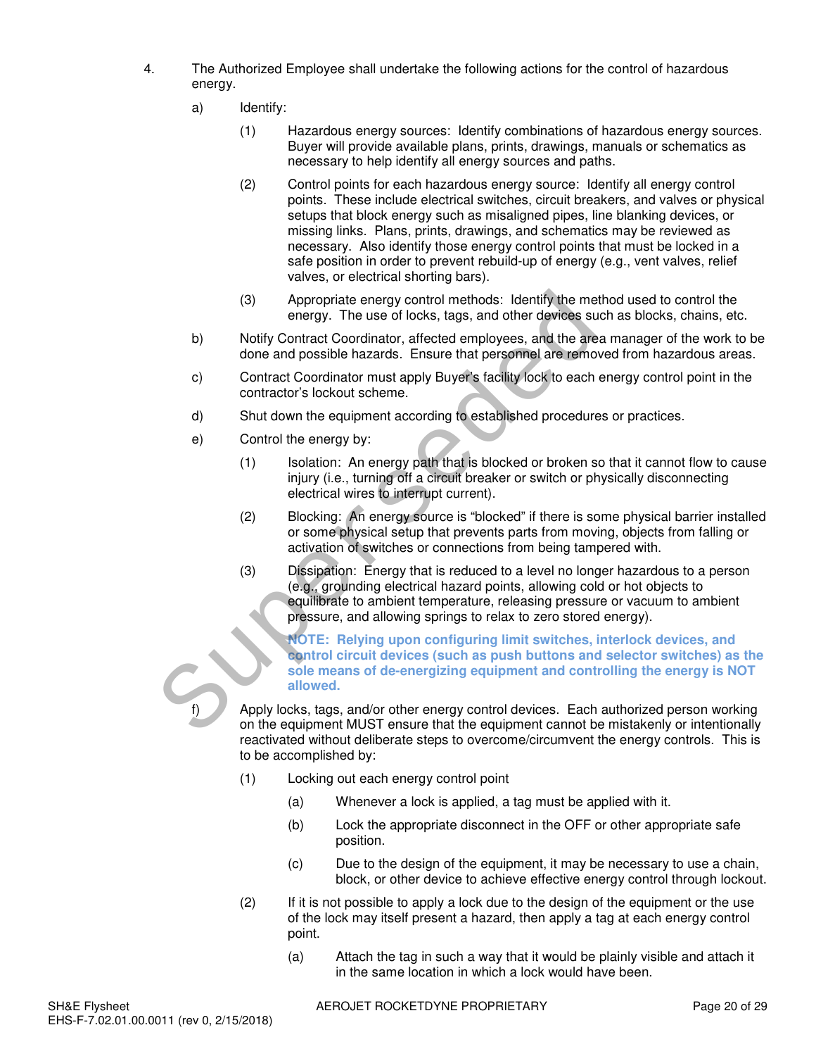4. The Authorized Employee shall undertake the following actions for the control of hazardous energy.

   a) Identify:

      (1) Hazardous energy sources: Identify combinations of hazardous energy sources. Buyer will provide available plans, prints, drawings, manuals or schematics as necessary to help identify all energy sources and paths.

      (2) Control points for each hazardous energy source: Identify all energy control points. These include electrical switches, circuit breakers, and valves or physical setups that block energy such as misaligned pipes, line blanking devices, or missing links. Plans, prints, drawings, and schematics may be reviewed as necessary. Also identify those energy control points that must be locked in a safe position in order to prevent rebuild-up of energy (e.g., vent valves, relief valves, or electrical shorting bars).

      (3) Appropriate energy control methods: Identify the method used to control the energy. The use of locks, tags, and other devices such as blocks, chains, etc.

   b) Notify Contract Coordinator, affected employees, and the area manager of the work to be done and possible hazards. Ensure that personnel are removed from hazardous areas.

   c) Contract Coordinator must apply Buyer's facility lock to each energy control point in the contractor's lockout scheme.

   d) Shut down the equipment according to established procedures or practices.

   e) Control the energy by:

      (1) Isolation: An energy path that is blocked or broken so that it cannot flow to cause injury (i.e., turning off a circuit breaker or switch or physically disconnecting electrical wires to interrupt current).

      (2) Blocking: An energy source is "blocked" if there is some physical barrier installed or some physical setup that prevents parts from moving, objects from falling or activation of switches or connections from being tampered with.

      (3) Dissipation: Energy that is reduced to a level no longer hazardous to a person (e.g., grounding electrical hazard points, allowing cold or hot objects to equilibrate to ambient temperature, releasing pressure or vacuum to ambient pressure, and allowing springs to relax to zero stored energy).

      **NOTE: Relying upon configuring limit switches, interlock devices, and control circuit devices (such as push buttons and selector switches) as the sole means of de-energizing equipment and controlling the energy is NOT allowed.**

   f) Apply locks, tags, and/or other energy control devices. Each authorized person working on the equipment MUST ensure that the equipment cannot be mistakenly or intentionally reactivated without deliberate steps to overcome/circumvent the energy controls. This is to be accomplished by:

      (1) Locking out each energy control point

         (a) Whenever a lock is applied, a tag must be applied with it.

         (b) Lock the appropriate disconnect in the OFF or other appropriate safe position.

         (c) Due to the design of the equipment, it may be necessary to use a chain, block, or other device to achieve effective energy control through lockout.

      (2) If it is not possible to apply a lock due to the design of the equipment or the use of the lock may itself present a hazard, then apply a tag at each energy control point.

         (a) Attach the tag in such a way that it would be plainly visible and attach it in the same location in which a lock would have been.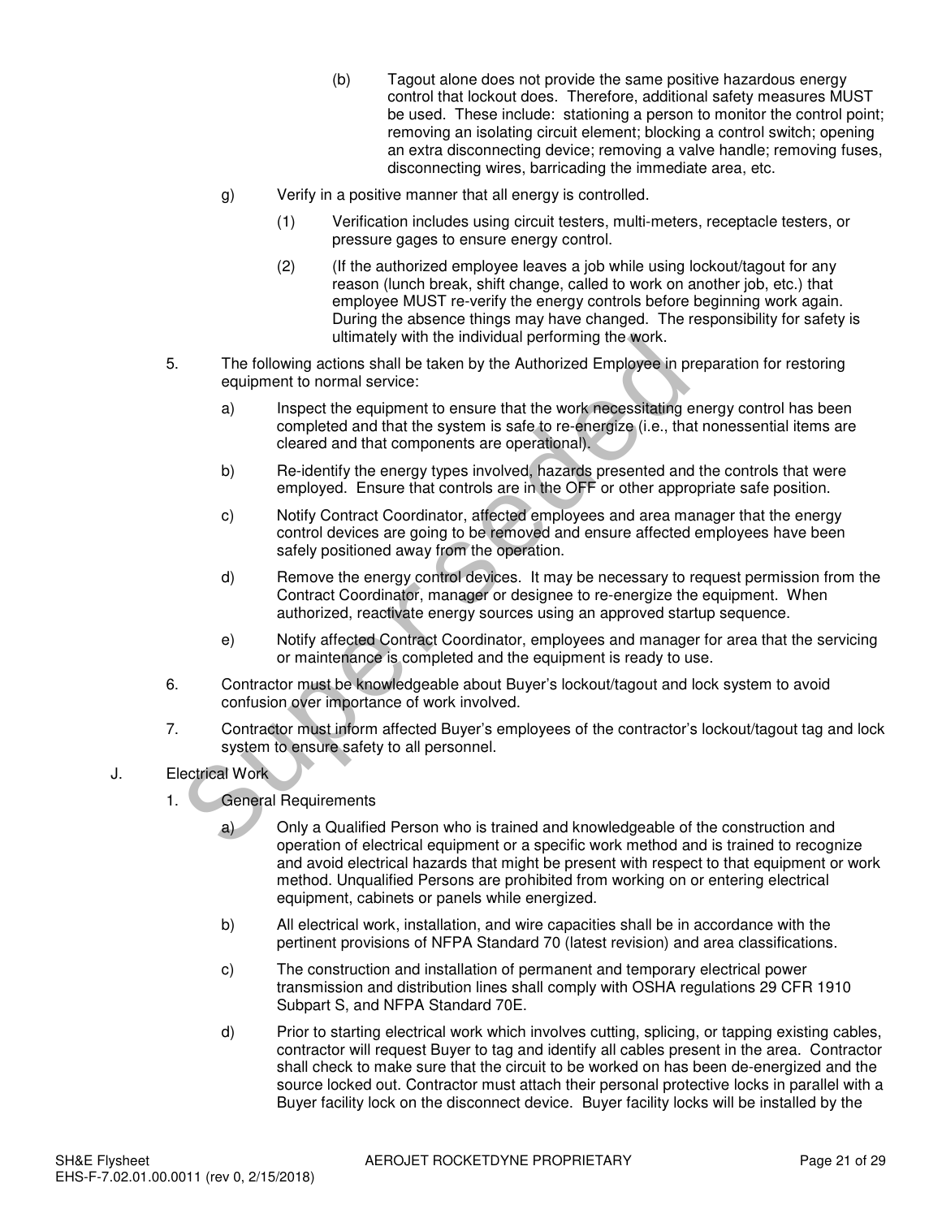(b) Tagout alone does not provide the same positive hazardous energy control that lockout does. Therefore, additional safety measures MUST be used. These include: stationing a person to monitor the control point; removing an isolating circuit element; blocking a control switch; opening an extra disconnecting device; removing a valve handle; removing fuses, disconnecting wires, barricading the immediate area, etc.

g) Verify in a positive manner that all energy is controlled.

(1) Verification includes using circuit testers, multi-meters, receptacle testers, or pressure gages to ensure energy control.

(2) (If the authorized employee leaves a job while using lockout/tagout for any reason (lunch break, shift change, called to work on another job, etc.) that employee MUST re-verify the energy controls before beginning work again. During the absence things may have changed. The responsibility for safety is ultimately with the individual performing the work.

5. The following actions shall be taken by the Authorized Employee in preparation for restoring equipment to normal service:

a) Inspect the equipment to ensure that the work necessitating energy control has been completed and that the system is safe to re-energize (i.e., that nonessential items are cleared and that components are operational).

b) Re-identify the energy types involved, hazards presented and the controls that were employed. Ensure that controls are in the OFF or other appropriate safe position.

c) Notify Contract Coordinator, affected employees and area manager that the energy control devices are going to be removed and ensure affected employees have been safely positioned away from the operation.

d) Remove the energy control devices. It may be necessary to request permission from the Contract Coordinator, manager or designee to re-energize the equipment. When authorized, reactivate energy sources using an approved startup sequence.

e) Notify affected Contract Coordinator, employees and manager for area that the servicing or maintenance is completed and the equipment is ready to use.

6. Contractor must be knowledgeable about Buyer's lockout/tagout and lock system to avoid confusion over importance of work involved.

7. Contractor must inform affected Buyer's employees of the contractor's lockout/tagout tag and lock system to ensure safety to all personnel.

J. Electrical Work

1. General Requirements

a) Only a Qualified Person who is trained and knowledgeable of the construction and operation of electrical equipment or a specific work method and is trained to recognize and avoid electrical hazards that might be present with respect to that equipment or work method. Unqualified Persons are prohibited from working on or entering electrical equipment, cabinets or panels while energized.

b) All electrical work, installation, and wire capacities shall be in accordance with the pertinent provisions of NFPA Standard 70 (latest revision) and area classifications.

c) The construction and installation of permanent and temporary electrical power transmission and distribution lines shall comply with OSHA regulations 29 CFR 1910 Subpart S, and NFPA Standard 70E.

d) Prior to starting electrical work which involves cutting, splicing, or tapping existing cables, contractor will request Buyer to tag and identify all cables present in the area. Contractor shall check to make sure that the circuit to be worked on has been de-energized and the source locked out. Contractor must attach their personal protective locks in parallel with a Buyer facility lock on the disconnect device. Buyer facility locks will be installed by the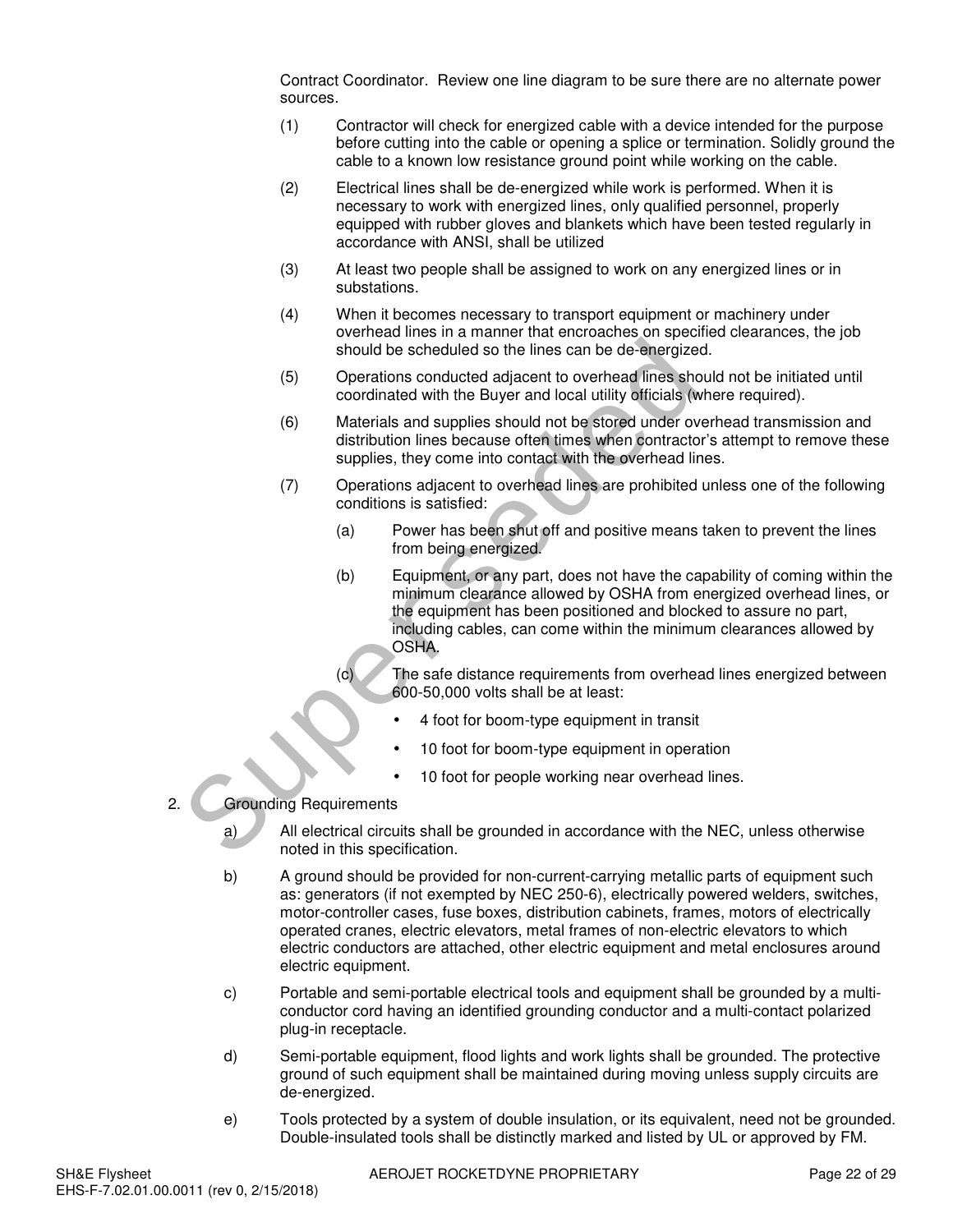Contract Coordinator. Review one line diagram to be sure there are no alternate power sources.

(1) Contractor will check for energized cable with a device intended for the purpose before cutting into the cable or opening a splice or termination. Solidly ground the cable to a known low resistance ground point while working on the cable.

(2) Electrical lines shall be de-energized while work is performed. When it is necessary to work with energized lines, only qualified personnel, properly equipped with rubber gloves and blankets which have been tested regularly in accordance with ANSI, shall be utilized

(3) At least two people shall be assigned to work on any energized lines or in substations.

(4) When it becomes necessary to transport equipment or machinery under overhead lines in a manner that encroaches on specified clearances, the job should be scheduled so the lines can be de-energized.

(5) Operations conducted adjacent to overhead lines should not be initiated until coordinated with the Buyer and local utility officials (where required).

(6) Materials and supplies should not be stored under overhead transmission and distribution lines because often times when contractor's attempt to remove these supplies, they come into contact with the overhead lines.

(7) Operations adjacent to overhead lines are prohibited unless one of the following conditions is satisfied:

(a) Power has been shut off and positive means taken to prevent the lines from being energized.

(b) Equipment, or any part, does not have the capability of coming within the minimum clearance allowed by OSHA from energized overhead lines, or the equipment has been positioned and blocked to assure no part, including cables, can come within the minimum clearances allowed by OSHA.

(c) The safe distance requirements from overhead lines energized between 600-50,000 volts shall be at least:

- 4 foot for boom-type equipment in transit
- 10 foot for boom-type equipment in operation
- 10 foot for people working near overhead lines.

2. Grounding Requirements

a) All electrical circuits shall be grounded in accordance with the NEC, unless otherwise noted in this specification.

b) A ground should be provided for non-current-carrying metallic parts of equipment such as: generators (if not exempted by NEC 250-6), electrically powered welders, switches, motor-controller cases, fuse boxes, distribution cabinets, frames, motors of electrically operated cranes, electric elevators, metal frames of non-electric elevators to which electric conductors are attached, other electric equipment and metal enclosures around electric equipment.

c) Portable and semi-portable electrical tools and equipment shall be grounded by a multi-conductor cord having an identified grounding conductor and a multi-contact polarized plug-in receptacle.

d) Semi-portable equipment, flood lights and work lights shall be grounded. The protective ground of such equipment shall be maintained during moving unless supply circuits are de-energized.

e) Tools protected by a system of double insulation, or its equivalent, need not be grounded. Double-insulated tools shall be distinctly marked and listed by UL or approved by FM.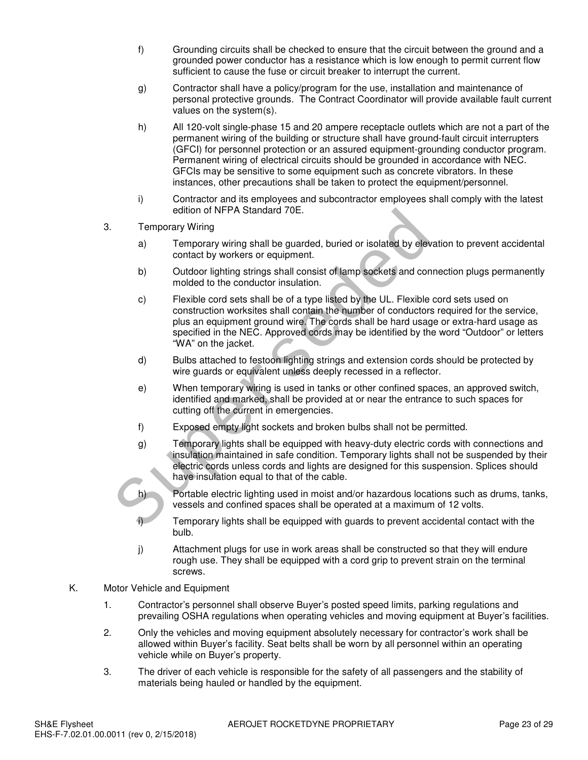f) Grounding circuits shall be checked to ensure that the circuit between the ground and a grounded power conductor has a resistance which is low enough to permit current flow sufficient to cause the fuse or circuit breaker to interrupt the current.

g) Contractor shall have a policy/program for the use, installation and maintenance of personal protective grounds. The Contract Coordinator will provide available fault current values on the system(s).

h) All 120-volt single-phase 15 and 20 ampere receptacle outlets which are not a part of the permanent wiring of the building or structure shall have ground-fault circuit interrupters (GFCI) for personnel protection or an assured equipment-grounding conductor program. Permanent wiring of electrical circuits should be grounded in accordance with NEC. GFCIs may be sensitive to some equipment such as concrete vibrators. In these instances, other precautions shall be taken to protect the equipment/personnel.

i) Contractor and its employees and subcontractor employees shall comply with the latest edition of NFPA Standard 70E.

3. Temporary Wiring

a) Temporary wiring shall be guarded, buried or isolated by elevation to prevent accidental contact by workers or equipment.

b) Outdoor lighting strings shall consist of lamp sockets and connection plugs permanently molded to the conductor insulation.

c) Flexible cord sets shall be of a type listed by the UL. Flexible cord sets used on construction worksites shall contain the number of conductors required for the service, plus an equipment ground wire. The cords shall be hard usage or extra-hard usage as specified in the NEC. Approved cords may be identified by the word “Outdoor” or letters “WA” on the jacket.

d) Bulbs attached to festoon lighting strings and extension cords should be protected by wire guards or equivalent unless deeply recessed in a reflector.

e) When temporary wiring is used in tanks or other confined spaces, an approved switch, identified and marked, shall be provided at or near the entrance to such spaces for cutting off the current in emergencies.

f) Exposed empty light sockets and broken bulbs shall not be permitted.

g) Temporary lights shall be equipped with heavy-duty electric cords with connections and insulation maintained in safe condition. Temporary lights shall not be suspended by their electric cords unless cords and lights are designed for this suspension. Splices should have insulation equal to that of the cable.

h) Portable electric lighting used in moist and/or hazardous locations such as drums, tanks, vessels and confined spaces shall be operated at a maximum of 12 volts.

i) Temporary lights shall be equipped with guards to prevent accidental contact with the bulb.

j) Attachment plugs for use in work areas shall be constructed so that they will endure rough use. They shall be equipped with a cord grip to prevent strain on the terminal screws.

K. Motor Vehicle and Equipment

1. Contractor’s personnel shall observe Buyer’s posted speed limits, parking regulations and prevailing OSHA regulations when operating vehicles and moving equipment at Buyer’s facilities.

2. Only the vehicles and moving equipment absolutely necessary for contractor’s work shall be allowed within Buyer’s facility. Seat belts shall be worn by all personnel within an operating vehicle while on Buyer’s property.

3. The driver of each vehicle is responsible for the safety of all passengers and the stability of materials being hauled or handled by the equipment.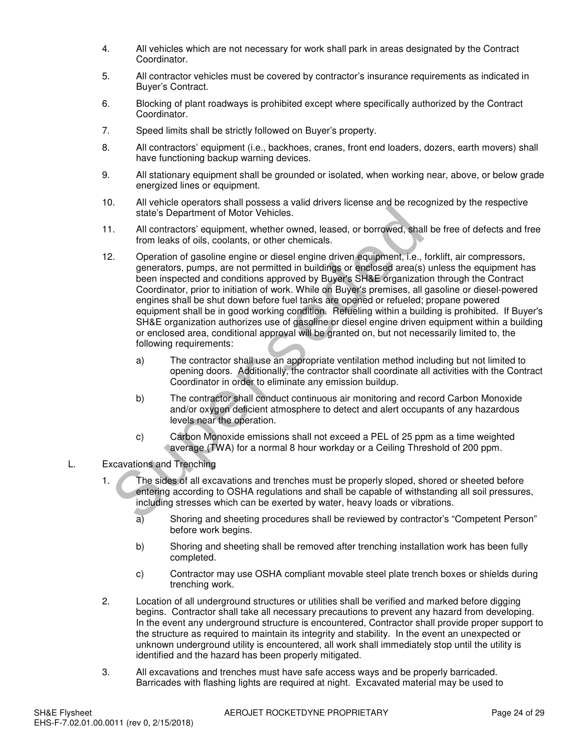4. All vehicles which are not necessary for work shall park in areas designated by the Contract Coordinator.

5. All contractor vehicles must be covered by contractor's insurance requirements as indicated in Buyer's Contract.

6. Blocking of plant roadways is prohibited except where specifically authorized by the Contract Coordinator.

7. Speed limits shall be strictly followed on Buyer's property.

8. All contractors' equipment (i.e., backhoes, cranes, front end loaders, dozers, earth movers) shall have functioning backup warning devices.

9. All stationary equipment shall be grounded or isolated, when working near, above, or below grade energized lines or equipment.

10. All vehicle operators shall possess a valid drivers license and be recognized by the respective state's Department of Motor Vehicles.

11. All contractors' equipment, whether owned, leased, or borrowed, shall be free of defects and free from leaks of oils, coolants, or other chemicals.

12. Operation of gasoline engine or diesel engine driven equipment, i.e., forklift, air compressors, generators, pumps, are not permitted in buildings or enclosed area(s) unless the equipment has been inspected and conditions approved by Buyer's SH&E organization through the Contract Coordinator, prior to initiation of work. While on Buyer's premises, all gasoline or diesel-powered engines shall be shut down before fuel tanks are opened or refueled; propane powered equipment shall be in good working condition. Refueling within a building is prohibited. If Buyer's SH&E organization authorizes use of gasoline or diesel engine driven equipment within a building or enclosed area, conditional approval will be granted on, but not necessarily limited to, the following requirements:

    a) The contractor shall use an appropriate ventilation method including but not limited to opening doors. Additionally, the contractor shall coordinate all activities with the Contract Coordinator in order to eliminate any emission buildup.

    b) The contractor shall conduct continuous air monitoring and record Carbon Monoxide and/or oxygen deficient atmosphere to detect and alert occupants of any hazardous levels near the operation.

    c) Carbon Monoxide emissions shall not exceed a PEL of 25 ppm as a time weighted average (TWA) for a normal 8 hour workday or a Ceiling Threshold of 200 ppm.

L. Excavations and Trenching

1. The sides of all excavations and trenches must be properly sloped, shored or sheeted before entering according to OSHA regulations and shall be capable of withstanding all soil pressures, including stresses which can be exerted by water, heavy loads or vibrations.

    a) Shoring and sheeting procedures shall be reviewed by contractor's "Competent Person" before work begins.

    b) Shoring and sheeting shall be removed after trenching installation work has been fully completed.

    c) Contractor may use OSHA compliant movable steel plate trench boxes or shields during trenching work.

2. Location of all underground structures or utilities shall be verified and marked before digging begins. Contractor shall take all necessary precautions to prevent any hazard from developing. In the event any underground structure is encountered, Contractor shall provide proper support to the structure as required to maintain its integrity and stability. In the event an unexpected or unknown underground utility is encountered, all work shall immediately stop until the utility is identified and the hazard has been properly mitigated.

3. All excavations and trenches must have safe access ways and be properly barricaded. Barricades with flashing lights are required at night. Excavated material may be used to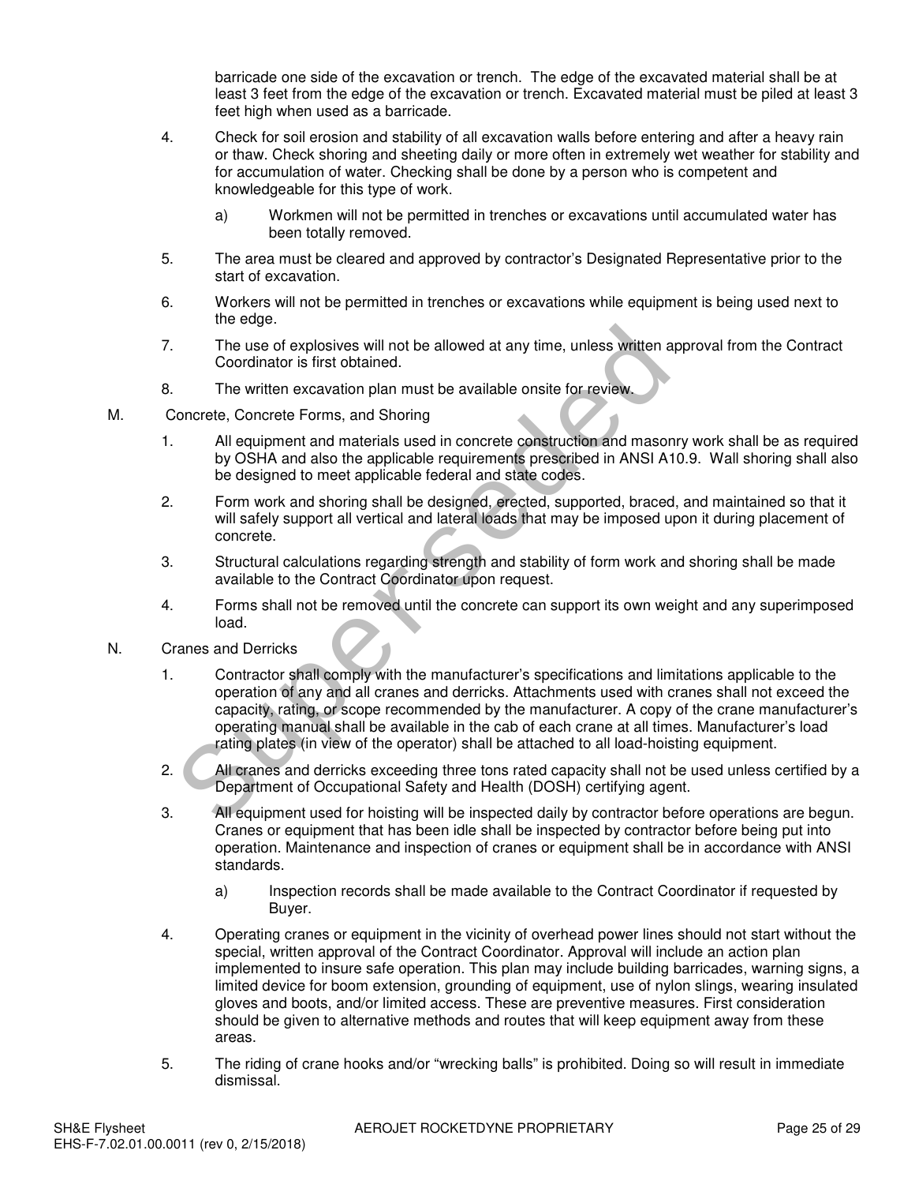barricade one side of the excavation or trench. The edge of the excavated material shall be at least 3 feet from the edge of the excavation or trench. Excavated material must be piled at least 3 feet high when used as a barricade.

4. Check for soil erosion and stability of all excavation walls before entering and after a heavy rain or thaw. Check shoring and sheeting daily or more often in extremely wet weather for stability and for accumulation of water. Checking shall be done by a person who is competent and knowledgeable for this type of work.

   a) Workmen will not be permitted in trenches or excavations until accumulated water has been totally removed.

5. The area must be cleared and approved by contractor's Designated Representative prior to the start of excavation.

6. Workers will not be permitted in trenches or excavations while equipment is being used next to the edge.

7. The use of explosives will not be allowed at any time, unless written approval from the Contract Coordinator is first obtained.

8. The written excavation plan must be available onsite for review.

M. Concrete, Concrete Forms, and Shoring

1. All equipment and materials used in concrete construction and masonry work shall be as required by OSHA and also the applicable requirements prescribed in ANSI A10.9. Wall shoring shall also be designed to meet applicable federal and state codes.

2. Form work and shoring shall be designed, erected, supported, braced, and maintained so that it will safely support all vertical and lateral loads that may be imposed upon it during placement of concrete.

3. Structural calculations regarding strength and stability of form work and shoring shall be made available to the Contract Coordinator upon request.

4. Forms shall not be removed until the concrete can support its own weight and any superimposed load.

N. Cranes and Derricks

1. Contractor shall comply with the manufacturer's specifications and limitations applicable to the operation of any and all cranes and derricks. Attachments used with cranes shall not exceed the capacity, rating, or scope recommended by the manufacturer. A copy of the crane manufacturer's operating manual shall be available in the cab of each crane at all times. Manufacturer's load rating plates (in view of the operator) shall be attached to all load-hoisting equipment.

2. All cranes and derricks exceeding three tons rated capacity shall not be used unless certified by a Department of Occupational Safety and Health (DOSH) certifying agent.

3. All equipment used for hoisting will be inspected daily by contractor before operations are begun. Cranes or equipment that has been idle shall be inspected by contractor before being put into operation. Maintenance and inspection of cranes or equipment shall be in accordance with ANSI standards.

   a) Inspection records shall be made available to the Contract Coordinator if requested by Buyer.

4. Operating cranes or equipment in the vicinity of overhead power lines should not start without the special, written approval of the Contract Coordinator. Approval will include an action plan implemented to insure safe operation. This plan may include building barricades, warning signs, a limited device for boom extension, grounding of equipment, use of nylon slings, wearing insulated gloves and boots, and/or limited access. These are preventive measures. First consideration should be given to alternative methods and routes that will keep equipment away from these areas.

5. The riding of crane hooks and/or "wrecking balls" is prohibited. Doing so will result in immediate dismissal.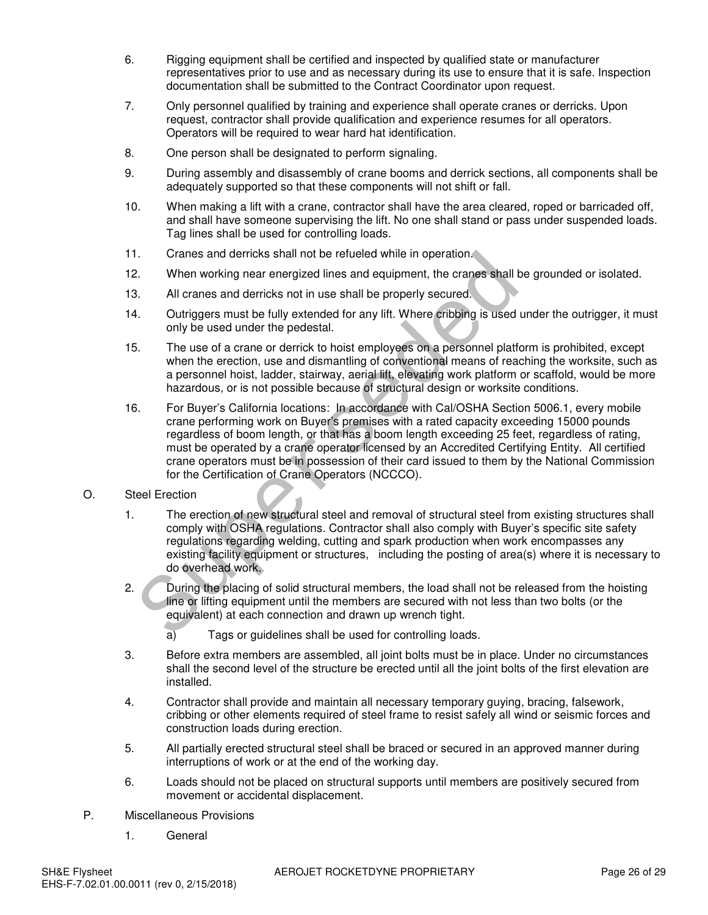6. Rigging equipment shall be certified and inspected by qualified state or manufacturer representatives prior to use and as necessary during its use to ensure that it is safe. Inspection documentation shall be submitted to the Contract Coordinator upon request.

7. Only personnel qualified by training and experience shall operate cranes or derricks. Upon request, contractor shall provide qualification and experience resumes for all operators. Operators will be required to wear hard hat identification.

8. One person shall be designated to perform signaling.

9. During assembly and disassembly of crane booms and derrick sections, all components shall be adequately supported so that these components will not shift or fall.

10. When making a lift with a crane, contractor shall have the area cleared, roped or barricaded off, and shall have someone supervising the lift. No one shall stand or pass under suspended loads. Tag lines shall be used for controlling loads.

11. Cranes and derricks shall not be refueled while in operation.

12. When working near energized lines and equipment, the cranes shall be grounded or isolated.

13. All cranes and derricks not in use shall be properly secured.

14. Outriggers must be fully extended for any lift. Where cribbing is used under the outrigger, it must only be used under the pedestal.

15. The use of a crane or derrick to hoist employees on a personnel platform is prohibited, except when the erection, use and dismantling of conventional means of reaching the worksite, such as a personnel hoist, ladder, stairway, aerial lift, elevating work platform or scaffold, would be more hazardous, or is not possible because of structural design or worksite conditions.

16. For Buyer's California locations: In accordance with Cal/OSHA Section 5006.1, every mobile crane performing work on Buyer's premises with a rated capacity exceeding 15000 pounds regardless of boom length, or that has a boom length exceeding 25 feet, regardless of rating, must be operated by a crane operator licensed by an Accredited Certifying Entity. All certified crane operators must be in possession of their card issued to them by the National Commission for the Certification of Crane Operators (NCCCO).

O. Steel Erection

1. The erection of new structural steel and removal of structural steel from existing structures shall comply with OSHA regulations. Contractor shall also comply with Buyer's specific site safety regulations regarding welding, cutting and spark production when work encompasses any existing facility equipment or structures, including the posting of area(s) where it is necessary to do overhead work.

2. During the placing of solid structural members, the load shall not be released from the hoisting line or lifting equipment until the members are secured with not less than two bolts (or the equivalent) at each connection and drawn up wrench tight.

   a) Tags or guidelines shall be used for controlling loads.

3. Before extra members are assembled, all joint bolts must be in place. Under no circumstances shall the second level of the structure be erected until all the joint bolts of the first elevation are installed.

4. Contractor shall provide and maintain all necessary temporary guying, bracing, falsework, cribbing or other elements required of steel frame to resist safely all wind or seismic forces and construction loads during erection.

5. All partially erected structural steel shall be braced or secured in an approved manner during interruptions of work or at the end of the working day.

6. Loads should not be placed on structural supports until members are positively secured from movement or accidental displacement.

P. Miscellaneous Provisions

1. General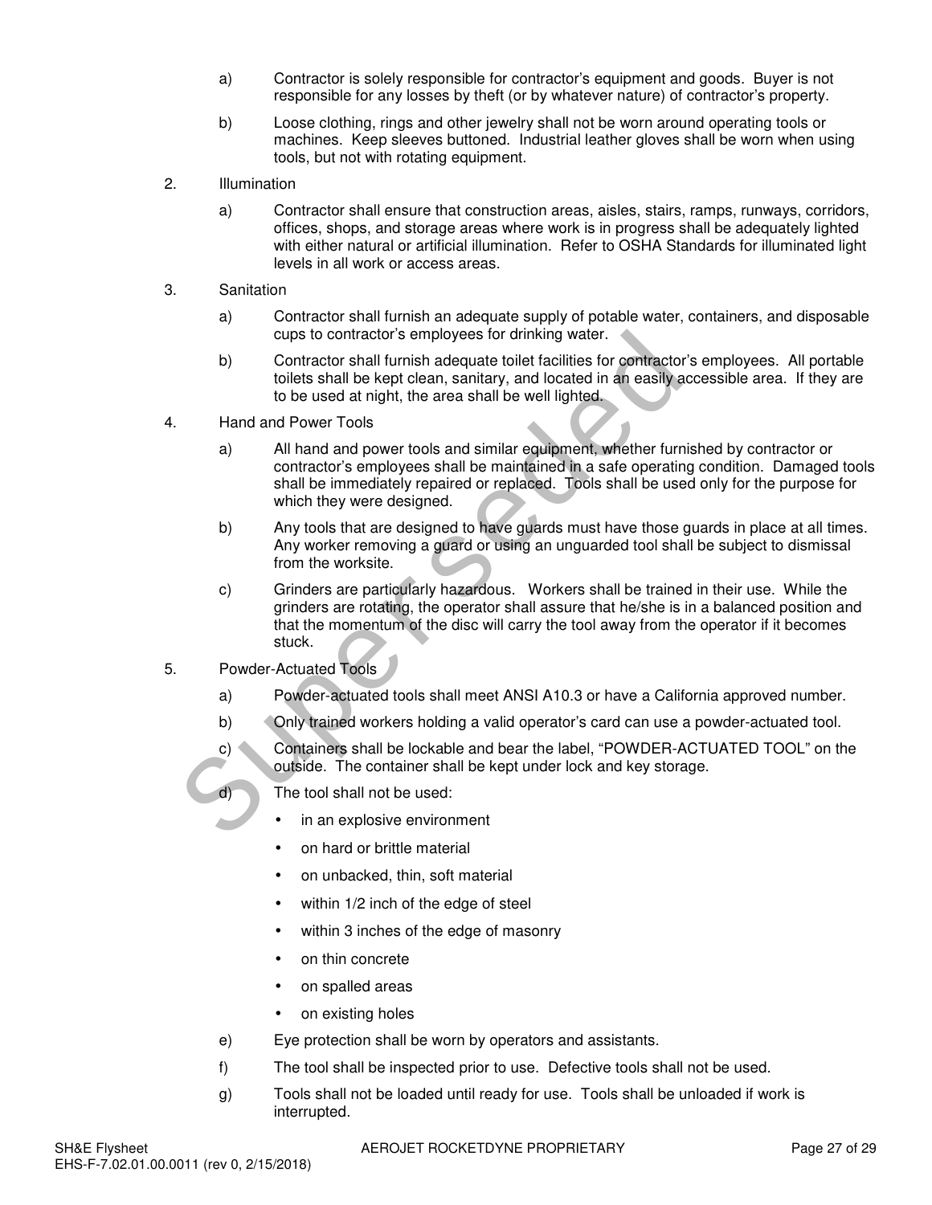a) Contractor is solely responsible for contractor's equipment and goods. Buyer is not responsible for any losses by theft (or by whatever nature) of contractor's property.

b) Loose clothing, rings and other jewelry shall not be worn around operating tools or machines. Keep sleeves buttoned. Industrial leather gloves shall be worn when using tools, but not with rotating equipment.

2. Illumination

a) Contractor shall ensure that construction areas, aisles, stairs, ramps, runways, corridors, offices, shops, and storage areas where work is in progress shall be adequately lighted with either natural or artificial illumination. Refer to OSHA Standards for illuminated light levels in all work or access areas.

3. Sanitation

a) Contractor shall furnish an adequate supply of potable water, containers, and disposable cups to contractor's employees for drinking water.

b) Contractor shall furnish adequate toilet facilities for contractor's employees. All portable toilets shall be kept clean, sanitary, and located in an easily accessible area. If they are to be used at night, the area shall be well lighted.

4. Hand and Power Tools

a) All hand and power tools and similar equipment, whether furnished by contractor or contractor's employees shall be maintained in a safe operating condition. Damaged tools shall be immediately repaired or replaced. Tools shall be used only for the purpose for which they were designed.

b) Any tools that are designed to have guards must have those guards in place at all times. Any worker removing a guard or using an unguarded tool shall be subject to dismissal from the worksite.

c) Grinders are particularly hazardous. Workers shall be trained in their use. While the grinders are rotating, the operator shall assure that he/she is in a balanced position and that the momentum of the disc will carry the tool away from the operator if it becomes stuck.

5. Powder-Actuated Tools

a) Powder-actuated tools shall meet ANSI A10.3 or have a California approved number.

b) Only trained workers holding a valid operator's card can use a powder-actuated tool.

c) Containers shall be lockable and bear the label, "POWDER-ACTUATED TOOL" on the outside. The container shall be kept under lock and key storage.

d) The tool shall not be used:

- in an explosive environment
- on hard or brittle material
- on unbacked, thin, soft material
- within 1/2 inch of the edge of steel
- within 3 inches of the edge of masonry
- on thin concrete
- on spalled areas
- on existing holes

e) Eye protection shall be worn by operators and assistants.

f) The tool shall be inspected prior to use. Defective tools shall not be used.

g) Tools shall not be loaded until ready for use. Tools shall be unloaded if work is interrupted.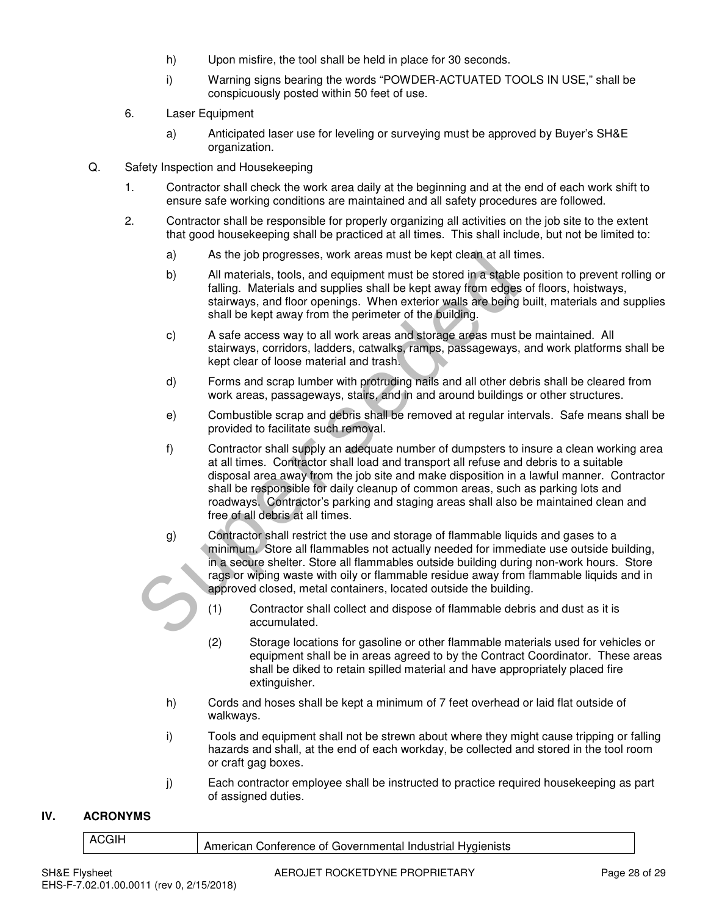h) Upon misfire, the tool shall be held in place for 30 seconds.

i) Warning signs bearing the words "POWDER-ACTUATED TOOLS IN USE," shall be conspicuously posted within 50 feet of use.

6. Laser Equipment

   a) Anticipated laser use for leveling or surveying must be approved by Buyer's SH&E organization.

Q. Safety Inspection and Housekeeping

1. Contractor shall check the work area daily at the beginning and at the end of each work shift to ensure safe working conditions are maintained and all safety procedures are followed.

2. Contractor shall be responsible for properly organizing all activities on the job site to the extent that good housekeeping shall be practiced at all times. This shall include, but not be limited to:

   a) As the job progresses, work areas must be kept clean at all times.

   b) All materials, tools, and equipment must be stored in a stable position to prevent rolling or falling. Materials and supplies shall be kept away from edges of floors, hoistways, stairways, and floor openings. When exterior walls are being built, materials and supplies shall be kept away from the perimeter of the building.

   c) A safe access way to all work areas and storage areas must be maintained. All stairways, corridors, ladders, catwalks, ramps, passageways, and work platforms shall be kept clear of loose material and trash.

   d) Forms and scrap lumber with protruding nails and all other debris shall be cleared from work areas, passageways, stairs, and in and around buildings or other structures.

   e) Combustible scrap and debris shall be removed at regular intervals. Safe means shall be provided to facilitate such removal.

   f) Contractor shall supply an adequate number of dumpsters to insure a clean working area at all times. Contractor shall load and transport all refuse and debris to a suitable disposal area away from the job site and make disposition in a lawful manner. Contractor shall be responsible for daily cleanup of common areas, such as parking lots and roadways. Contractor's parking and staging areas shall also be maintained clean and free of all debris at all times.

   g) Contractor shall restrict the use and storage of flammable liquids and gases to a minimum. Store all flammables not actually needed for immediate use outside building, in a secure shelter. Store all flammables outside building during non-work hours. Store rags or wiping waste with oily or flammable residue away from flammable liquids and in approved closed, metal containers, located outside the building.

      (1) Contractor shall collect and dispose of flammable debris and dust as it is accumulated.

      (2) Storage locations for gasoline or other flammable materials used for vehicles or equipment shall be in areas agreed to by the Contract Coordinator. These areas shall be diked to retain spilled material and have appropriately placed fire extinguisher.

   h) Cords and hoses shall be kept a minimum of 7 feet overhead or laid flat outside of walkways.

   i) Tools and equipment shall not be strewn about where they might cause tripping or falling hazards and shall, at the end of each workday, be collected and stored in the tool room or craft gag boxes.

   j) Each contractor employee shall be instructed to practice required housekeeping as part of assigned duties.

## IV. ACRONYMS

| ACGIH | American Conference of Governmental Industrial Hygienists |
|---|---|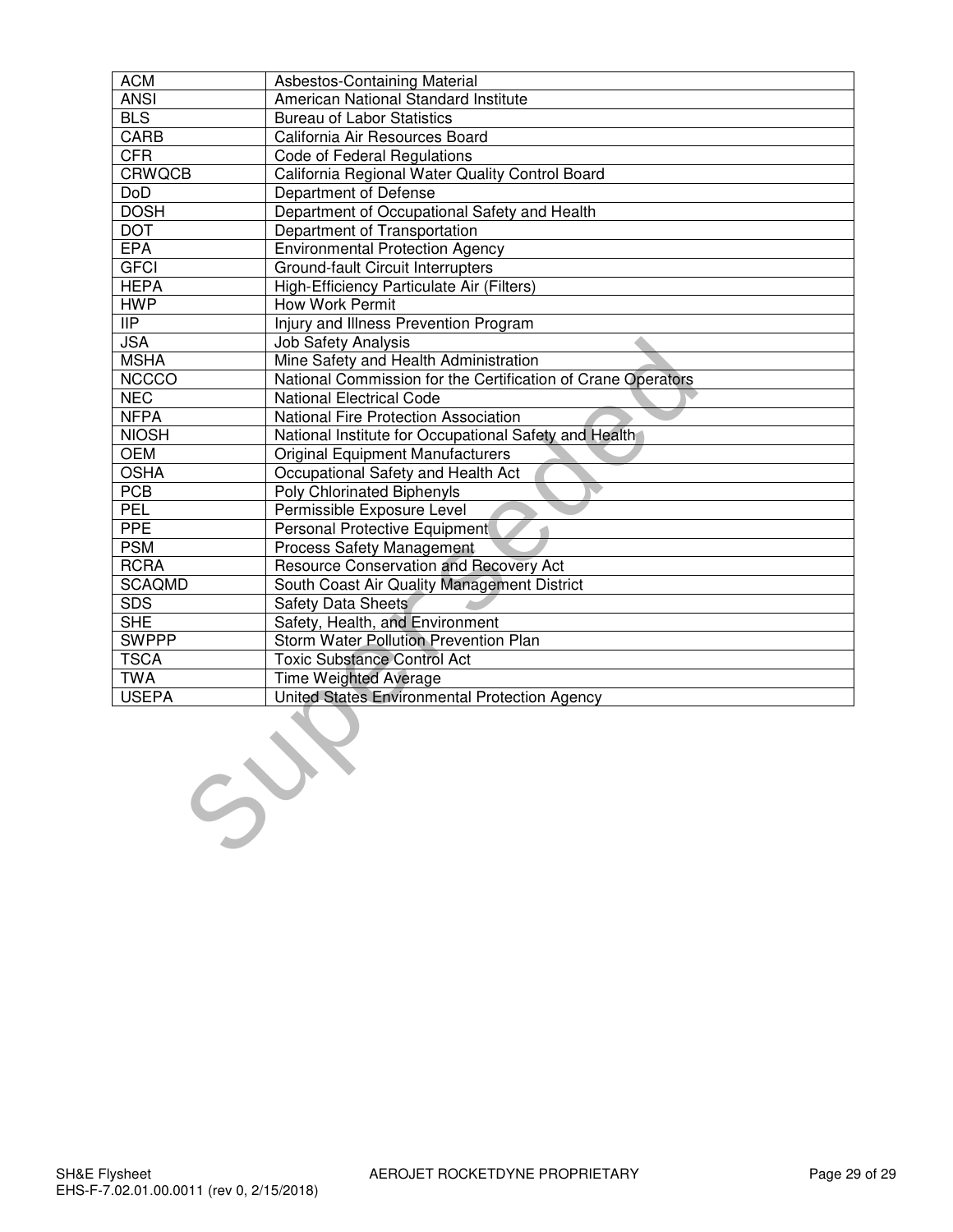| | |
|---|---|
| ACM | Asbestos-Containing Material |
| ANSI | American National Standard Institute |
| BLS | Bureau of Labor Statistics |
| CARB | California Air Resources Board |
| CFR | Code of Federal Regulations |
| CRWQCB | California Regional Water Quality Control Board |
| DoD | Department of Defense |
| DOSH | Department of Occupational Safety and Health |
| DOT | Department of Transportation |
| EPA | Environmental Protection Agency |
| GFCI | Ground-fault Circuit Interrupters |
| HEPA | High-Efficiency Particulate Air (Filters) |
| HWP | How Work Permit |
| IIP | Injury and Illness Prevention Program |
| JSA | Job Safety Analysis |
| MSHA | Mine Safety and Health Administration |
| NCCCO | National Commission for the Certification of Crane Operators |
| NEC | National Electrical Code |
| NFPA | National Fire Protection Association |
| NIOSH | National Institute for Occupational Safety and Health |
| OEM | Original Equipment Manufacturers |
| OSHA | Occupational Safety and Health Act |
| PCB | Poly Chlorinated Biphenyls |
| PEL | Permissible Exposure Level |
| PPE | Personal Protective Equipment |
| PSM | Process Safety Management |
| RCRA | Resource Conservation and Recovery Act |
| SCAQMD | South Coast Air Quality Management District |
| SDS | Safety Data Sheets |
| SHE | Safety, Health, and Environment |
| SWPPP | Storm Water Pollution Prevention Plan |
| TSCA | Toxic Substance Control Act |
| TWA | Time Weighted Average |
| USEPA | United States Environmental Protection Agency |

Superseded